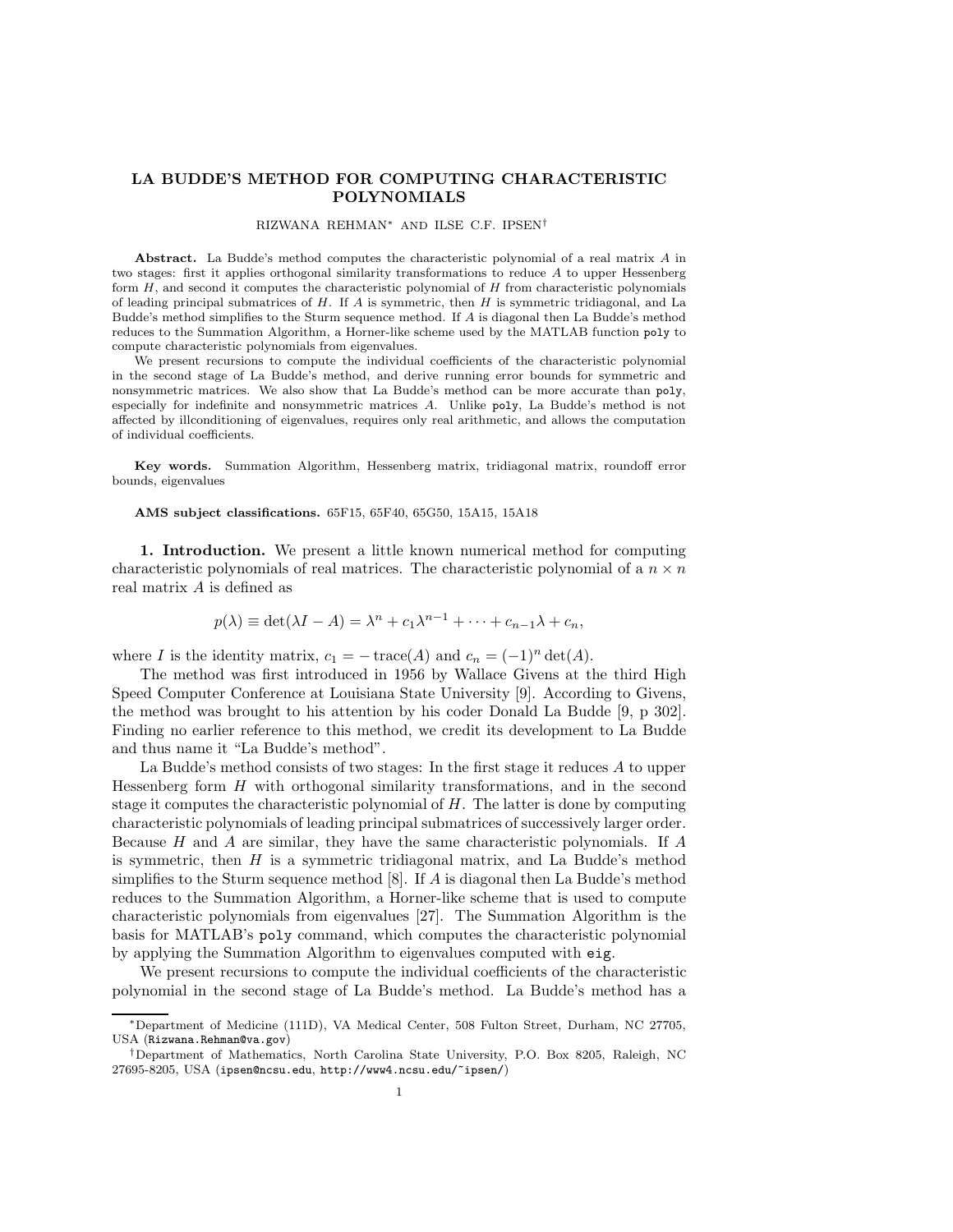# LA BUDDE'S METHOD FOR COMPUTING CHARACTERISTIC POLYNOMIALS

RIZWANA REHMAN* AND ILSE C.F. IPSEN†

**Abstract.** La Budde's method computes the characteristic polynomial of a real matrix $A$ in two stages: first it applies orthogonal similarity transformations to reduce $A$ to upper Hessenberg form $H$, and second it computes the characteristic polynomial of $H$ from characteristic polynomials of leading principal submatrices of $H$. If $A$ is symmetric, then $H$ is symmetric tridiagonal, and La Budde's method simplifies to the Sturm sequence method. If $A$ is diagonal then La Budde's method reduces to the Summation Algorithm, a Horner-like scheme used by the MATLAB function `poly` to compute characteristic polynomials from eigenvalues.

We present recursions to compute the individual coefficients of the characteristic polynomial in the second stage of La Budde's method, and derive running error bounds for symmetric and nonsymmetric matrices. We also show that La Budde's method can be more accurate than `poly`, especially for indefinite and nonsymmetric matrices $A$. Unlike `poly`, La Budde's method is not affected by illconditioning of eigenvalues, requires only real arithmetic, and allows the computation of individual coefficients.

**Key words.** Summation Algorithm, Hessenberg matrix, tridiagonal matrix, roundoff error bounds, eigenvalues

**AMS subject classifications.** 65F15, 65F40, 65G50, 15A15, 15A18

## 1. Introduction.

We present a little known numerical method for computing characteristic polynomials of real matrices. The characteristic polynomial of a $n \times n$ real matrix $A$ is defined as

$$p(\lambda) \equiv \det(\lambda I - A) = \lambda^n + c_1 \lambda^{n-1} + \cdots + c_{n-1}\lambda + c_n,$$

where $I$ is the identity matrix, $c_1 = -\operatorname{trace}(A)$ and $c_n = (-1)^n \det(A)$.

The method was first introduced in 1956 by Wallace Givens at the third High Speed Computer Conference at Louisiana State University [9]. According to Givens, the method was brought to his attention by his coder Donald La Budde [9, p 302]. Finding no earlier reference to this method, we credit its development to La Budde and thus name it "La Budde's method".

La Budde's method consists of two stages: In the first stage it reduces $A$ to upper Hessenberg form $H$ with orthogonal similarity transformations, and in the second stage it computes the characteristic polynomial of $H$. The latter is done by computing characteristic polynomials of leading principal submatrices of successively larger order. Because $H$ and $A$ are similar, they have the same characteristic polynomials. If $A$ is symmetric, then $H$ is a symmetric tridiagonal matrix, and La Budde's method simplifies to the Sturm sequence method [8]. If $A$ is diagonal then La Budde's method reduces to the Summation Algorithm, a Horner-like scheme that is used to compute characteristic polynomials from eigenvalues [27]. The Summation Algorithm is the basis for MATLAB's `poly` command, which computes the characteristic polynomial by applying the Summation Algorithm to eigenvalues computed with `eig`.

We present recursions to compute the individual coefficients of the characteristic polynomial in the second stage of La Budde's method. La Budde's method has a

---

*Department of Medicine (111D), VA Medical Center, 508 Fulton Street, Durham, NC 27705, USA (Rizwana.Rehman@va.gov)

†Department of Mathematics, North Carolina State University, P.O. Box 8205, Raleigh, NC 27695-8205, USA (ipsen@ncsu.edu, http://www4.ncsu.edu/~ipsen/)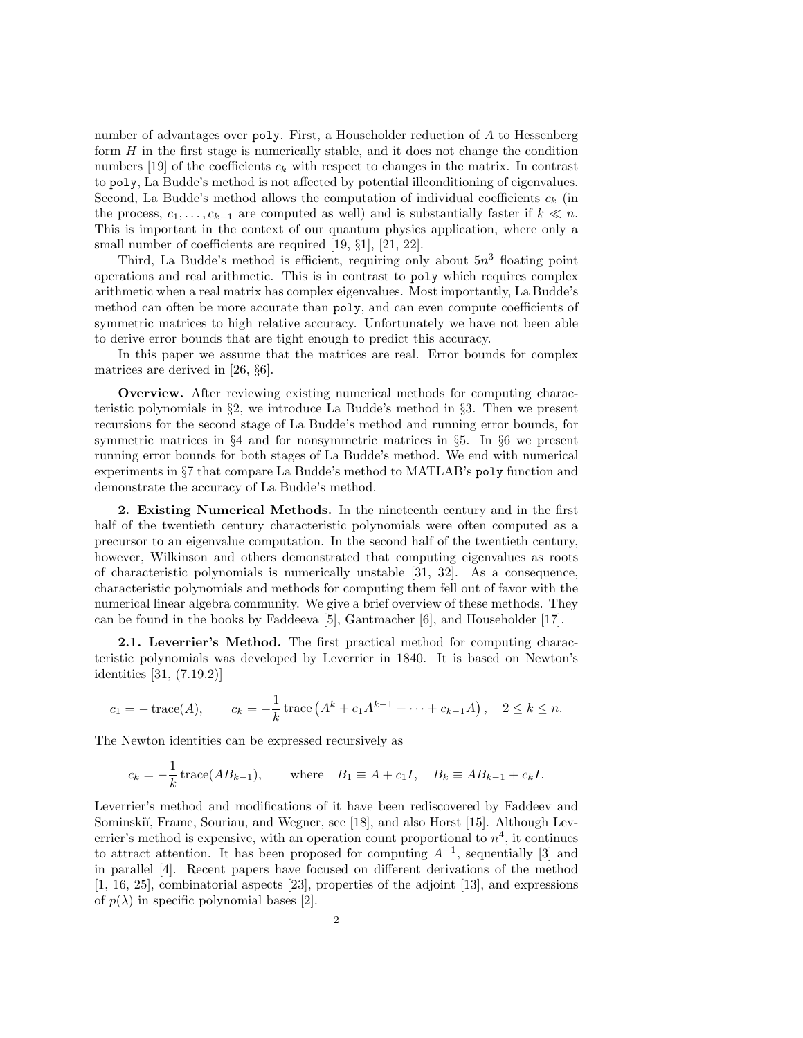number of advantages over `poly`. First, a Householder reduction of $A$ to Hessenberg form $H$ in the first stage is numerically stable, and it does not change the condition numbers [19] of the coefficients $c_k$ with respect to changes in the matrix. In contrast to `poly`, La Budde's method is not affected by potential illconditioning of eigenvalues. Second, La Budde's method allows the computation of individual coefficients $c_k$ (in the process, $c_1, \ldots, c_{k-1}$ are computed as well) and is substantially faster if $k \ll n$. This is important in the context of our quantum physics application, where only a small number of coefficients are required [19, §1], [21, 22].

Third, La Budde's method is efficient, requiring only about $5n^3$ floating point operations and real arithmetic. This is in contrast to `poly` which requires complex arithmetic when a real matrix has complex eigenvalues. Most importantly, La Budde's method can often be more accurate than `poly`, and can even compute coefficients of symmetric matrices to high relative accuracy. Unfortunately we have not been able to derive error bounds that are tight enough to predict this accuracy.

In this paper we assume that the matrices are real. Error bounds for complex matrices are derived in [26, §6].

**Overview.** After reviewing existing numerical methods for computing characteristic polynomials in §2, we introduce La Budde's method in §3. Then we present recursions for the second stage of La Budde's method and running error bounds, for symmetric matrices in §4 and for nonsymmetric matrices in §5. In §6 we present running error bounds for both stages of La Budde's method. We end with numerical experiments in §7 that compare La Budde's method to MATLAB's `poly` function and demonstrate the accuracy of La Budde's method.

## 2. Existing Numerical Methods.

In the nineteenth century and in the first half of the twentieth century characteristic polynomials were often computed as a precursor to an eigenvalue computation. In the second half of the twentieth century, however, Wilkinson and others demonstrated that computing eigenvalues as roots of characteristic polynomials is numerically unstable [31, 32]. As a consequence, characteristic polynomials and methods for computing them fell out of favor with the numerical linear algebra community. We give a brief overview of these methods. They can be found in the books by Faddeeva [5], Gantmacher [6], and Householder [17].

### 2.1. Leverrier's Method.

The first practical method for computing characteristic polynomials was developed by Leverrier in 1840. It is based on Newton's identities [31, (7.19.2)]

$$c_1 = -\operatorname{trace}(A), \qquad c_k = -\frac{1}{k}\operatorname{trace}\left(A^k + c_1 A^{k-1} + \cdots + c_{k-1}A\right), \quad 2 \le k \le n.$$

The Newton identities can be expressed recursively as

$$c_k = -\frac{1}{k}\operatorname{trace}(AB_{k-1}), \qquad \text{where} \quad B_1 \equiv A + c_1 I, \quad B_k \equiv AB_{k-1} + c_k I.$$

Leverrier's method and modifications of it have been rediscovered by Faddeev and Sominskiĭ, Frame, Souriau, and Wegner, see [18], and also Horst [15]. Although Leverrier's method is expensive, with an operation count proportional to $n^4$, it continues to attract attention. It has been proposed for computing $A^{-1}$, sequentially [3] and in parallel [4]. Recent papers have focused on different derivations of the method [1, 16, 25], combinatorial aspects [23], properties of the adjoint [13], and expressions of $p(\lambda)$ in specific polynomial bases [2].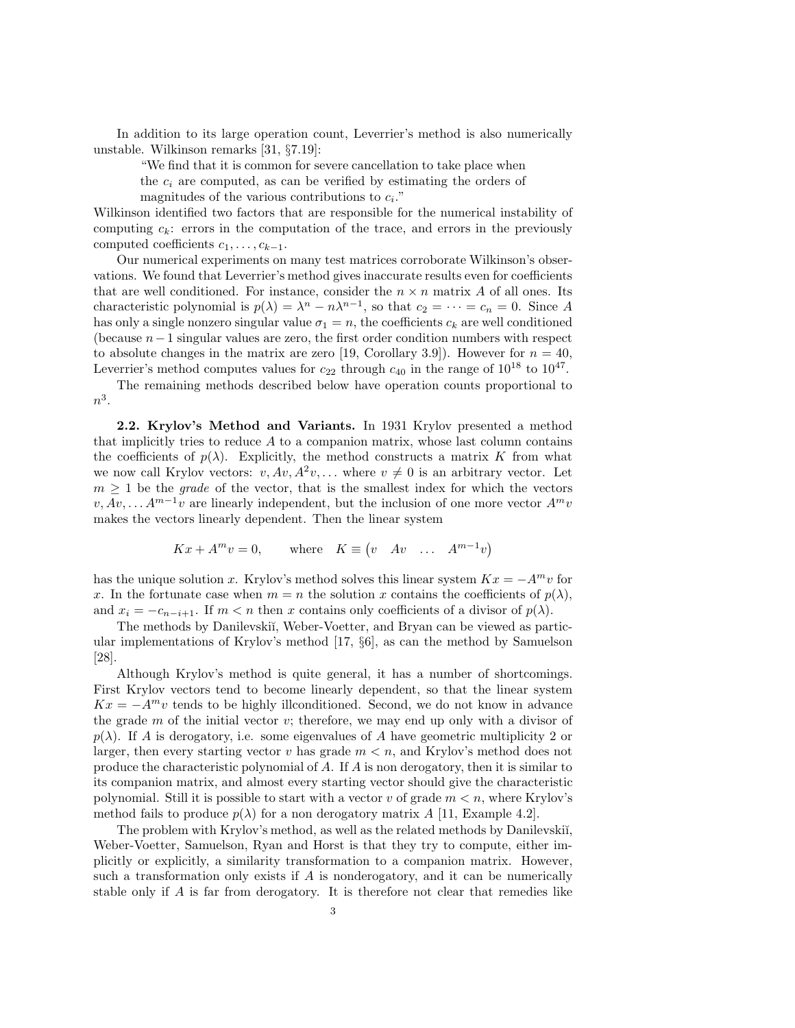In addition to its large operation count, Leverrier's method is also numerically unstable. Wilkinson remarks [31, §7.19]:

> "We find that it is common for severe cancellation to take place when the $c_i$ are computed, as can be verified by estimating the orders of magnitudes of the various contributions to $c_i$."

Wilkinson identified two factors that are responsible for the numerical instability of computing $c_k$: errors in the computation of the trace, and errors in the previously computed coefficients $c_1, \ldots, c_{k-1}$.

Our numerical experiments on many test matrices corroborate Wilkinson's observations. We found that Leverrier's method gives inaccurate results even for coefficients that are well conditioned. For instance, consider the $n \times n$ matrix $A$ of all ones. Its characteristic polynomial is $p(\lambda) = \lambda^n - n\lambda^{n-1}$, so that $c_2 = \cdots = c_n = 0$. Since $A$ has only a single nonzero singular value $\sigma_1 = n$, the coefficients $c_k$ are well conditioned (because $n-1$ singular values are zero, the first order condition numbers with respect to absolute changes in the matrix are zero [19, Corollary 3.9]). However for $n = 40$, Leverrier's method computes values for $c_{22}$ through $c_{40}$ in the range of $10^{18}$ to $10^{47}$.

The remaining methods described below have operation counts proportional to $n^3$.

**2.2. Krylov's Method and Variants.** In 1931 Krylov presented a method that implicitly tries to reduce $A$ to a companion matrix, whose last column contains the coefficients of $p(\lambda)$. Explicitly, the method constructs a matrix $K$ from what we now call Krylov vectors: $v, Av, A^2v, \ldots$ where $v \neq 0$ is an arbitrary vector. Let $m \geq 1$ be the *grade* of the vector, that is the smallest index for which the vectors $v, Av, \ldots A^{m-1}v$ are linearly independent, but the inclusion of one more vector $A^m v$ makes the vectors linearly dependent. Then the linear system

$$Kx + A^m v = 0, \qquad \text{where} \quad K \equiv \begin{pmatrix} v & Av & \ldots & A^{m-1}v \end{pmatrix}$$

has the unique solution $x$. Krylov's method solves this linear system $Kx = -A^m v$ for $x$. In the fortunate case when $m = n$ the solution $x$ contains the coefficients of $p(\lambda)$, and $x_i = -c_{n-i+1}$. If $m < n$ then $x$ contains only coefficients of a divisor of $p(\lambda)$.

The methods by Danilevskiĭ, Weber-Voetter, and Bryan can be viewed as particular implementations of Krylov's method [17, §6], as can the method by Samuelson [28].

Although Krylov's method is quite general, it has a number of shortcomings. First Krylov vectors tend to become linearly dependent, so that the linear system $Kx = -A^m v$ tends to be highly illconditioned. Second, we do not know in advance the grade $m$ of the initial vector $v$; therefore, we may end up only with a divisor of $p(\lambda)$. If $A$ is derogatory, i.e. some eigenvalues of $A$ have geometric multiplicity 2 or larger, then every starting vector $v$ has grade $m < n$, and Krylov's method does not produce the characteristic polynomial of $A$. If $A$ is non derogatory, then it is similar to its companion matrix, and almost every starting vector should give the characteristic polynomial. Still it is possible to start with a vector $v$ of grade $m < n$, where Krylov's method fails to produce $p(\lambda)$ for a non derogatory matrix $A$ [11, Example 4.2].

The problem with Krylov's method, as well as the related methods by Danilevskiĭ, Weber-Voetter, Samuelson, Ryan and Horst is that they try to compute, either implicitly or explicitly, a similarity transformation to a companion matrix. However, such a transformation only exists if $A$ is nonderogatory, and it can be numerically stable only if $A$ is far from derogatory. It is therefore not clear that remedies like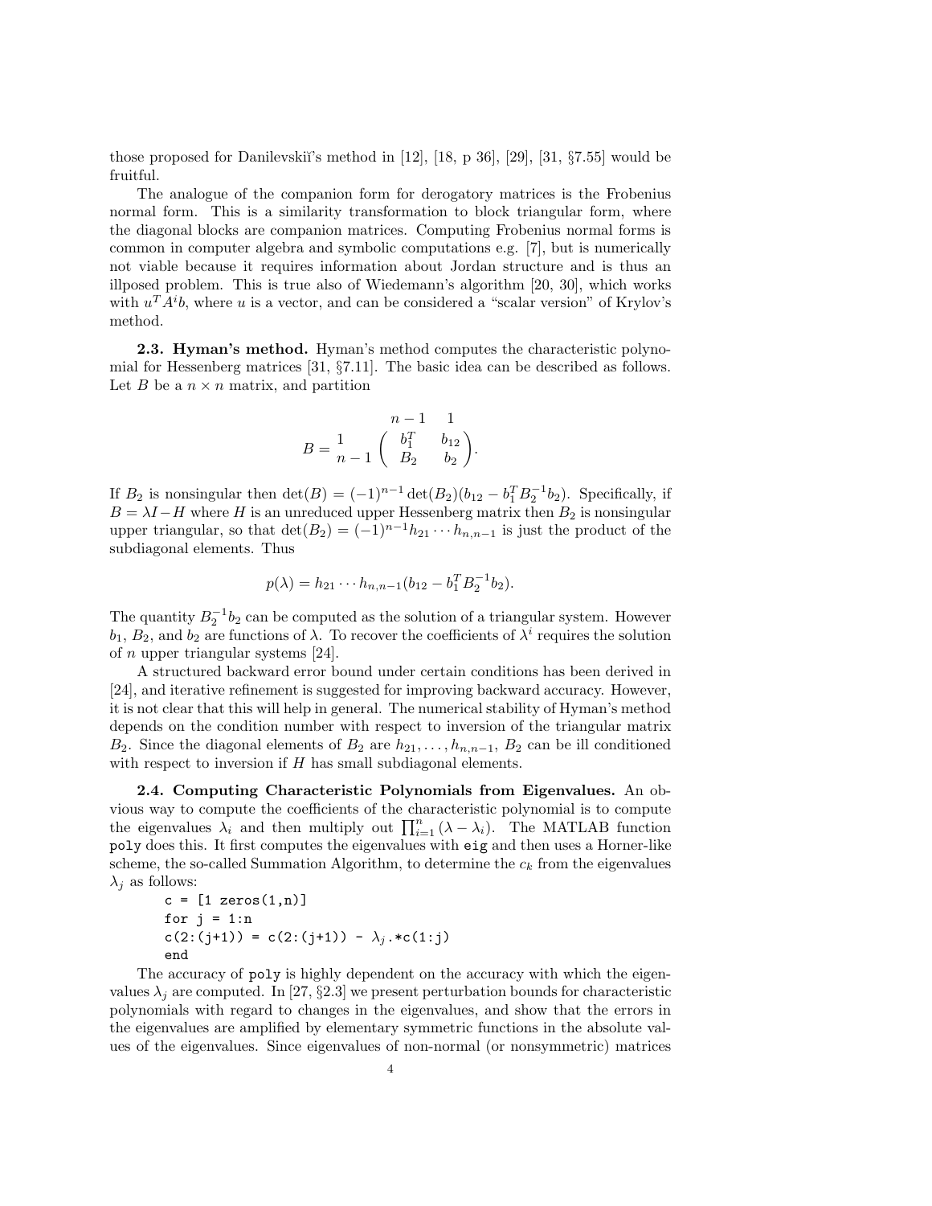those proposed for Danilevskiĭ's method in [12], [18, p 36], [29], [31, §7.55] would be fruitful.

The analogue of the companion form for derogatory matrices is the Frobenius normal form. This is a similarity transformation to block triangular form, where the diagonal blocks are companion matrices. Computing Frobenius normal forms is common in computer algebra and symbolic computations e.g. [7], but is numerically not viable because it requires information about Jordan structure and is thus an illposed problem. This is true also of Wiedemann's algorithm [20, 30], which works with $u^T A^i b$, where $u$ is a vector, and can be considered a "scalar version" of Krylov's method.

**2.3. Hyman's method.** Hyman's method computes the characteristic polynomial for Hessenberg matrices [31, §7.11]. The basic idea can be described as follows. Let $B$ be a $n \times n$ matrix, and partition

$$B = \begin{array}{c} \\ 1 \\ n-1 \end{array} \!\!\begin{array}{c} \begin{array}{cc} n-1 & 1 \end{array} \\ \begin{pmatrix} b_1^T & b_{12} \\ B_2 & b_2 \end{pmatrix} \end{array}.$$

If $B_2$ is nonsingular then $\det(B) = (-1)^{n-1} \det(B_2)(b_{12} - b_1^T B_2^{-1} b_2)$. Specifically, if $B = \lambda I - H$ where $H$ is an unreduced upper Hessenberg matrix then $B_2$ is nonsingular upper triangular, so that $\det(B_2) = (-1)^{n-1} h_{21} \cdots h_{n,n-1}$ is just the product of the subdiagonal elements. Thus

$$p(\lambda) = h_{21} \cdots h_{n,n-1}(b_{12} - b_1^T B_2^{-1} b_2).$$

The quantity $B_2^{-1} b_2$ can be computed as the solution of a triangular system. However $b_1$, $B_2$, and $b_2$ are functions of $\lambda$. To recover the coefficients of $\lambda^i$ requires the solution of $n$ upper triangular systems [24].

A structured backward error bound under certain conditions has been derived in [24], and iterative refinement is suggested for improving backward accuracy. However, it is not clear that this will help in general. The numerical stability of Hyman's method depends on the condition number with respect to inversion of the triangular matrix $B_2$. Since the diagonal elements of $B_2$ are $h_{21}, \ldots, h_{n,n-1}$, $B_2$ can be ill conditioned with respect to inversion if $H$ has small subdiagonal elements.

**2.4. Computing Characteristic Polynomials from Eigenvalues.** An obvious way to compute the coefficients of the characteristic polynomial is to compute the eigenvalues $\lambda_i$ and then multiply out $\prod_{i=1}^{n} (\lambda - \lambda_i)$. The MATLAB function `poly` does this. It first computes the eigenvalues with `eig` and then uses a Horner-like scheme, the so-called Summation Algorithm, to determine the $c_k$ from the eigenvalues $\lambda_j$ as follows:

```
c = [1 zeros(1,n)]
for j = 1:n
c(2:(j+1)) = c(2:(j+1)) - λj.*c(1:j)
end
```

The accuracy of `poly` is highly dependent on the accuracy with which the eigenvalues $\lambda_j$ are computed. In [27, §2.3] we present perturbation bounds for characteristic polynomials with regard to changes in the eigenvalues, and show that the errors in the eigenvalues are amplified by elementary symmetric functions in the absolute values of the eigenvalues. Since eigenvalues of non-normal (or nonsymmetric) matrices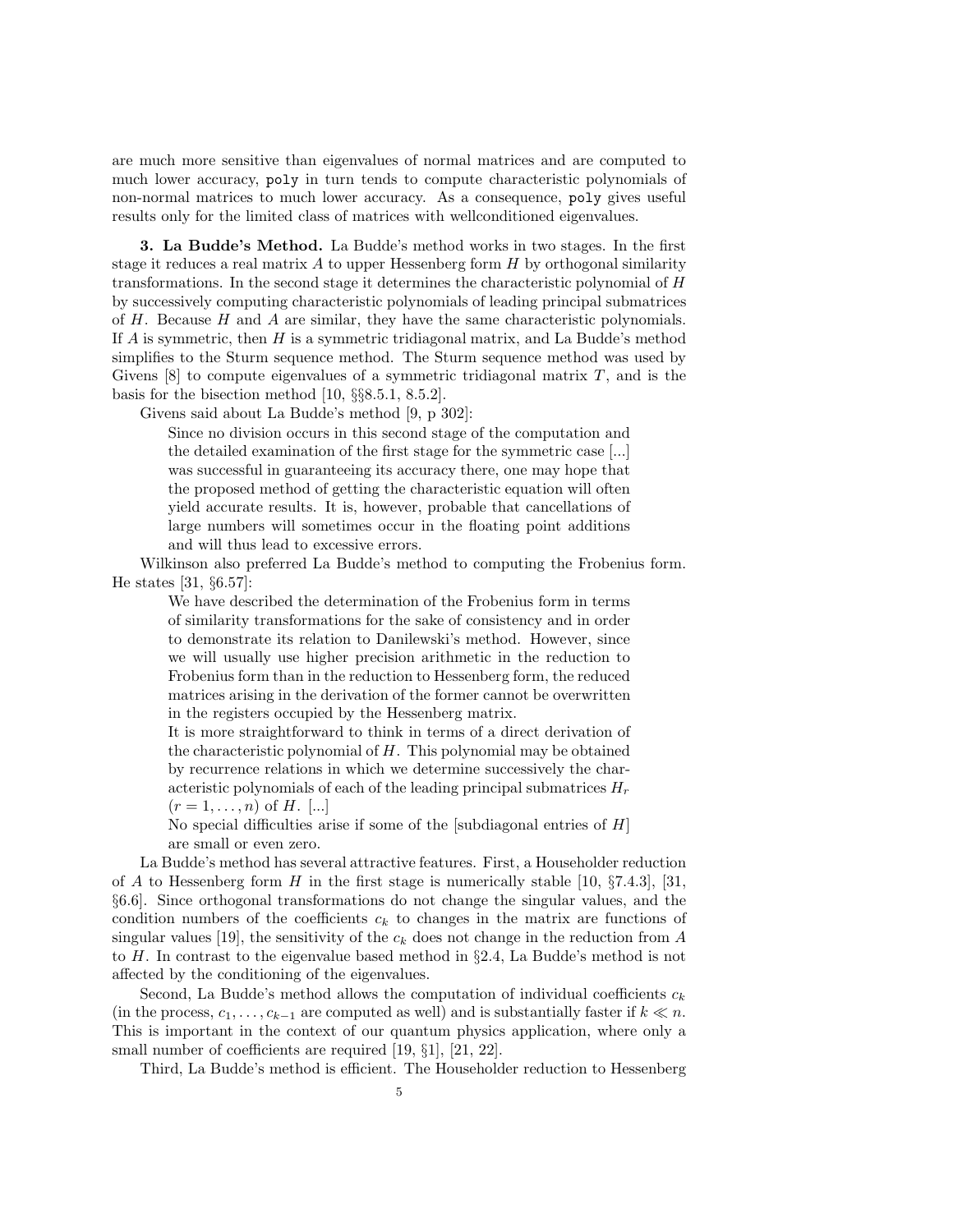are much more sensitive than eigenvalues of normal matrices and are computed to much lower accuracy, `poly` in turn tends to compute characteristic polynomials of non-normal matrices to much lower accuracy. As a consequence, `poly` gives useful results only for the limited class of matrices with wellconditioned eigenvalues.

**3. La Budde's Method.** La Budde's method works in two stages. In the first stage it reduces a real matrix $A$ to upper Hessenberg form $H$ by orthogonal similarity transformations. In the second stage it determines the characteristic polynomial of $H$ by successively computing characteristic polynomials of leading principal submatrices of $H$. Because $H$ and $A$ are similar, they have the same characteristic polynomials. If $A$ is symmetric, then $H$ is a symmetric tridiagonal matrix, and La Budde's method simplifies to the Sturm sequence method. The Sturm sequence method was used by Givens [8] to compute eigenvalues of a symmetric tridiagonal matrix $T$, and is the basis for the bisection method [10, §§8.5.1, 8.5.2].

Givens said about La Budde's method [9, p 302]:

> Since no division occurs in this second stage of the computation and the detailed examination of the first stage for the symmetric case [...] was successful in guaranteeing its accuracy there, one may hope that the proposed method of getting the characteristic equation will often yield accurate results. It is, however, probable that cancellations of large numbers will sometimes occur in the floating point additions and will thus lead to excessive errors.

Wilkinson also preferred La Budde's method to computing the Frobenius form. He states [31, §6.57]:

> We have described the determination of the Frobenius form in terms of similarity transformations for the sake of consistency and in order to demonstrate its relation to Danilewski's method. However, since we will usually use higher precision arithmetic in the reduction to Frobenius form than in the reduction to Hessenberg form, the reduced matrices arising in the derivation of the former cannot be overwritten in the registers occupied by the Hessenberg matrix.
>
> It is more straightforward to think in terms of a direct derivation of the characteristic polynomial of $H$. This polynomial may be obtained by recurrence relations in which we determine successively the characteristic polynomials of each of the leading principal submatrices $H_r$ $(r = 1, \ldots, n)$ of $H$. [...]
>
> No special difficulties arise if some of the [subdiagonal entries of $H$] are small or even zero.

La Budde's method has several attractive features. First, a Householder reduction of $A$ to Hessenberg form $H$ in the first stage is numerically stable [10, §7.4.3], [31, §6.6]. Since orthogonal transformations do not change the singular values, and the condition numbers of the coefficients $c_k$ to changes in the matrix are functions of singular values [19], the sensitivity of the $c_k$ does not change in the reduction from $A$ to $H$. In contrast to the eigenvalue based method in §2.4, La Budde's method is not affected by the conditioning of the eigenvalues.

Second, La Budde's method allows the computation of individual coefficients $c_k$ (in the process, $c_1, \ldots, c_{k-1}$ are computed as well) and is substantially faster if $k \ll n$. This is important in the context of our quantum physics application, where only a small number of coefficients are required [19, §1], [21, 22].

Third, La Budde's method is efficient. The Householder reduction to Hessenberg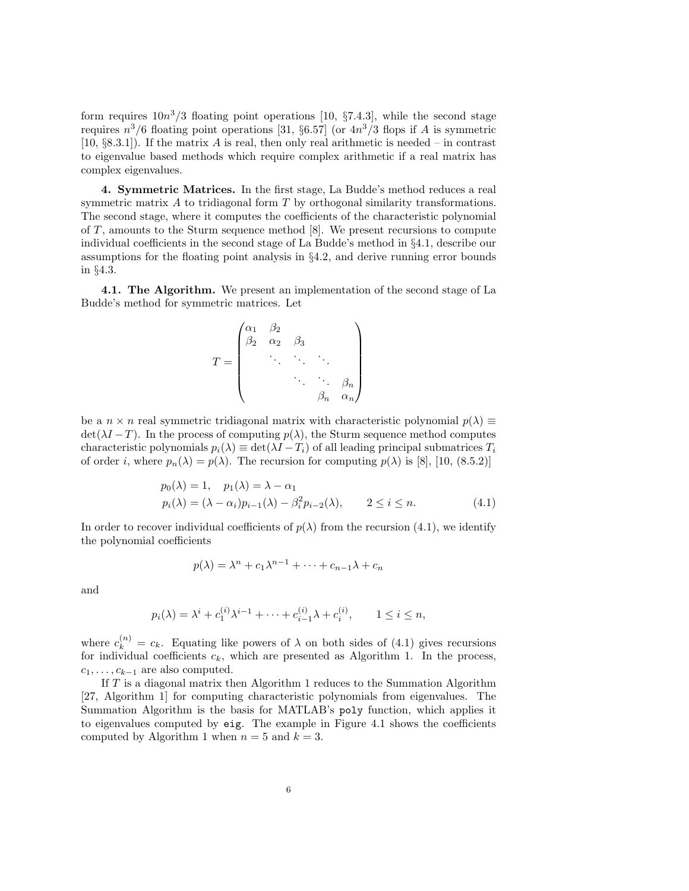form requires $10n^3/3$ floating point operations [10, §7.4.3], while the second stage requires $n^3/6$ floating point operations [31, §6.57] (or $4n^3/3$ flops if $A$ is symmetric [10, §8.3.1]). If the matrix $A$ is real, then only real arithmetic is needed – in contrast to eigenvalue based methods which require complex arithmetic if a real matrix has complex eigenvalues.

**4. Symmetric Matrices.** In the first stage, La Budde's method reduces a real symmetric matrix $A$ to tridiagonal form $T$ by orthogonal similarity transformations. The second stage, where it computes the coefficients of the characteristic polynomial of $T$, amounts to the Sturm sequence method [8]. We present recursions to compute individual coefficients in the second stage of La Budde's method in §4.1, describe our assumptions for the floating point analysis in §4.2, and derive running error bounds in §4.3.

**4.1. The Algorithm.** We present an implementation of the second stage of La Budde's method for symmetric matrices. Let

$$T = \begin{pmatrix} \alpha_1 & \beta_2 & & & \\ \beta_2 & \alpha_2 & \beta_3 & & \\ & \ddots & \ddots & \ddots & \\ & & \ddots & \ddots & \beta_n \\ & & & \beta_n & \alpha_n \end{pmatrix}$$

be a $n \times n$ real symmetric tridiagonal matrix with characteristic polynomial $p(\lambda) \equiv \det(\lambda I - T)$. In the process of computing $p(\lambda)$, the Sturm sequence method computes characteristic polynomials $p_i(\lambda) \equiv \det(\lambda I - T_i)$ of all leading principal submatrices $T_i$ of order $i$, where $p_n(\lambda) = p(\lambda)$. The recursion for computing $p(\lambda)$ is [8], [10, (8.5.2)]

$$\begin{aligned} p_0(\lambda) &= 1, \quad p_1(\lambda) = \lambda - \alpha_1 \\ p_i(\lambda) &= (\lambda - \alpha_i) p_{i-1}(\lambda) - \beta_i^2 p_{i-2}(\lambda), \qquad 2 \leq i \leq n. \end{aligned} \tag{4.1}$$

In order to recover individual coefficients of $p(\lambda)$ from the recursion (4.1), we identify the polynomial coefficients

$$p(\lambda) = \lambda^n + c_1 \lambda^{n-1} + \cdots + c_{n-1}\lambda + c_n$$

and

$$p_i(\lambda) = \lambda^i + c_1^{(i)} \lambda^{i-1} + \cdots + c_{i-1}^{(i)} \lambda + c_i^{(i)}, \qquad 1 \leq i \leq n,$$

where $c_k^{(n)} = c_k$. Equating like powers of $\lambda$ on both sides of (4.1) gives recursions for individual coefficients $c_k$, which are presented as Algorithm 1. In the process, $c_1, \ldots, c_{k-1}$ are also computed.

If $T$ is a diagonal matrix then Algorithm 1 reduces to the Summation Algorithm [27, Algorithm 1] for computing characteristic polynomials from eigenvalues. The Summation Algorithm is the basis for MATLAB's `poly` function, which applies it to eigenvalues computed by `eig`. The example in Figure 4.1 shows the coefficients computed by Algorithm 1 when $n = 5$ and $k = 3$.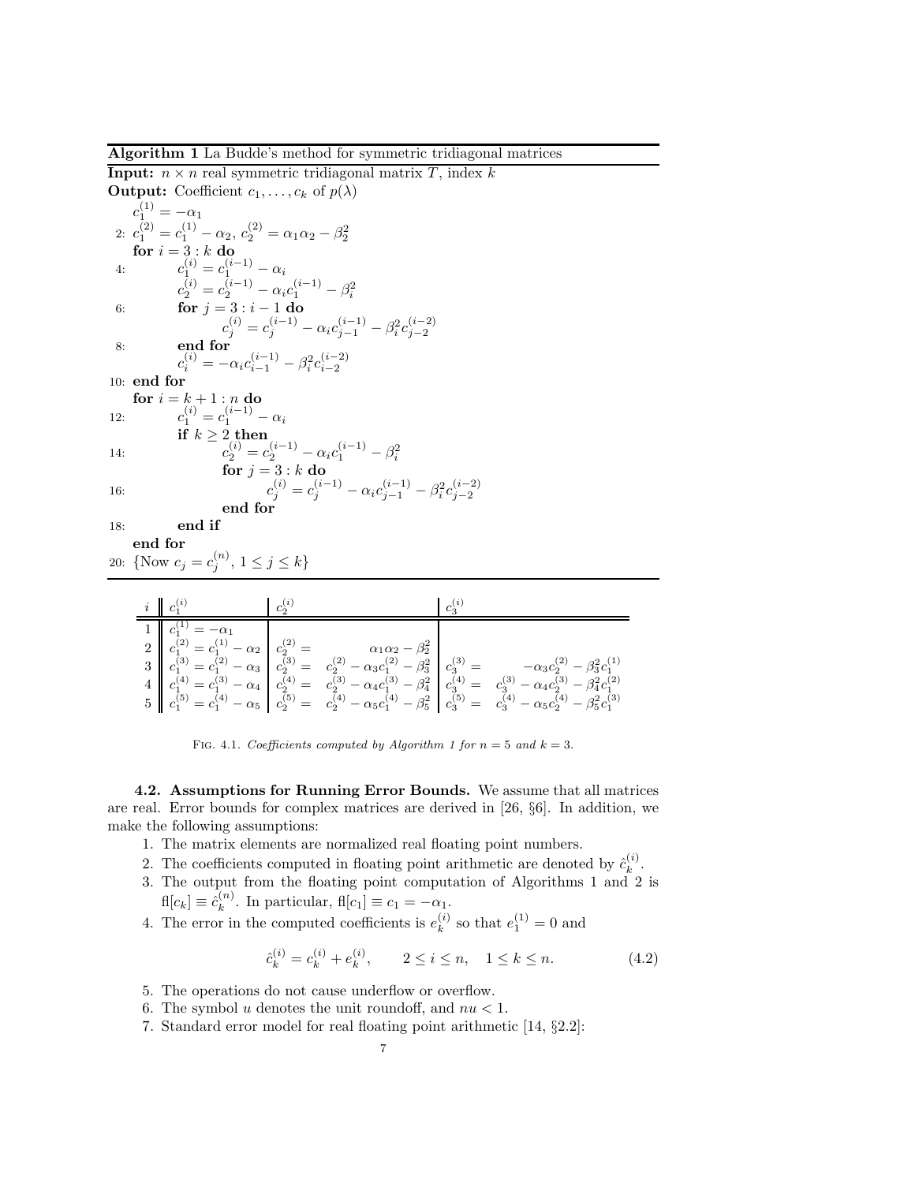**Algorithm 1** La Budde's method for symmetric tridiagonal matrices

**Input:** $n \times n$ real symmetric tridiagonal matrix $T$, index $k$

**Output:** Coefficient $c_1, \ldots, c_k$ of $p(\lambda)$

```
    c_1^(1) = -α_1
 2: c_1^(2) = c_1^(1) - α_2,  c_2^(2) = α_1 α_2 - β_2^2
    for i = 3 : k do
 4:     c_1^(i) = c_1^(i-1) - α_i
        c_2^(i) = c_2^(i-1) - α_i c_1^(i-1) - β_i^2
 6:     for j = 3 : i-1 do
            c_j^(i) = c_j^(i-1) - α_i c_{j-1}^(i-1) - β_i^2 c_{j-2}^(i-2)
 8:     end for
        c_i^(i) = -α_i c_{i-1}^(i-1) - β_i^2 c_{i-2}^(i-2)
10: end for
    for i = k+1 : n do
12:     c_1^(i) = c_1^(i-1) - α_i
        if k ≥ 2 then
14:         c_2^(i) = c_2^(i-1) - α_i c_1^(i-1) - β_i^2
            for j = 3 : k do
16:             c_j^(i) = c_j^(i-1) - α_i c_{j-1}^(i-1) - β_i^2 c_{j-2}^(i-2)
            end for
18:     end if
    end for
20: {Now c_j = c_j^(n), 1 ≤ j ≤ k}
```

| $i$ | $c_1^{(i)}$ | $c_2^{(i)}$ | $c_3^{(i)}$ |
|---|---|---|---|
| 1 | $c_1^{(1)} = -\alpha_1$ | | |
| 2 | $c_1^{(2)} = c_1^{(1)} - \alpha_2$ | $c_2^{(2)} = \alpha_1\alpha_2 - \beta_2^2$ | |
| 3 | $c_1^{(3)} = c_1^{(2)} - \alpha_3$ | $c_2^{(3)} = c_2^{(2)} - \alpha_3 c_1^{(2)} - \beta_3^2$ | $c_3^{(3)} = -\alpha_3 c_2^{(2)} - \beta_3^2 c_1^{(1)}$ |
| 4 | $c_1^{(4)} = c_1^{(3)} - \alpha_4$ | $c_2^{(4)} = c_2^{(3)} - \alpha_4 c_1^{(3)} - \beta_4^2$ | $c_3^{(4)} = c_3^{(3)} - \alpha_4 c_2^{(3)} - \beta_4^2 c_1^{(2)}$ |
| 5 | $c_1^{(5)} = c_1^{(4)} - \alpha_5$ | $c_2^{(5)} = c_2^{(4)} - \alpha_5 c_1^{(4)} - \beta_5^2$ | $c_3^{(5)} = c_3^{(4)} - \alpha_5 c_2^{(4)} - \beta_5^2 c_1^{(3)}$ |

Fig. 4.1. *Coefficients computed by Algorithm 1 for $n = 5$ and $k = 3$.*

### 4.2. Assumptions for Running Error Bounds.

We assume that all matrices are real. Error bounds for complex matrices are derived in [26, §6]. In addition, we make the following assumptions:

1. The matrix elements are normalized real floating point numbers.
2. The coefficients computed in floating point arithmetic are denoted by $\hat{c}_k^{(i)}$.
3. The output from the floating point computation of Algorithms 1 and 2 is $\mathrm{fl}[c_k] \equiv \hat{c}_k^{(n)}$. In particular, $\mathrm{fl}[c_1] \equiv c_1 = -\alpha_1$.
4. The error in the computed coefficients is $e_k^{(i)}$ so that $e_1^{(1)} = 0$ and

$$\hat{c}_k^{(i)} = c_k^{(i)} + e_k^{(i)}, \qquad 2 \le i \le n, \quad 1 \le k \le n. \tag{4.2}$$

5. The operations do not cause underflow or overflow.
6. The symbol $u$ denotes the unit roundoff, and $nu < 1$.
7. Standard error model for real floating point arithmetic [14, §2.2]: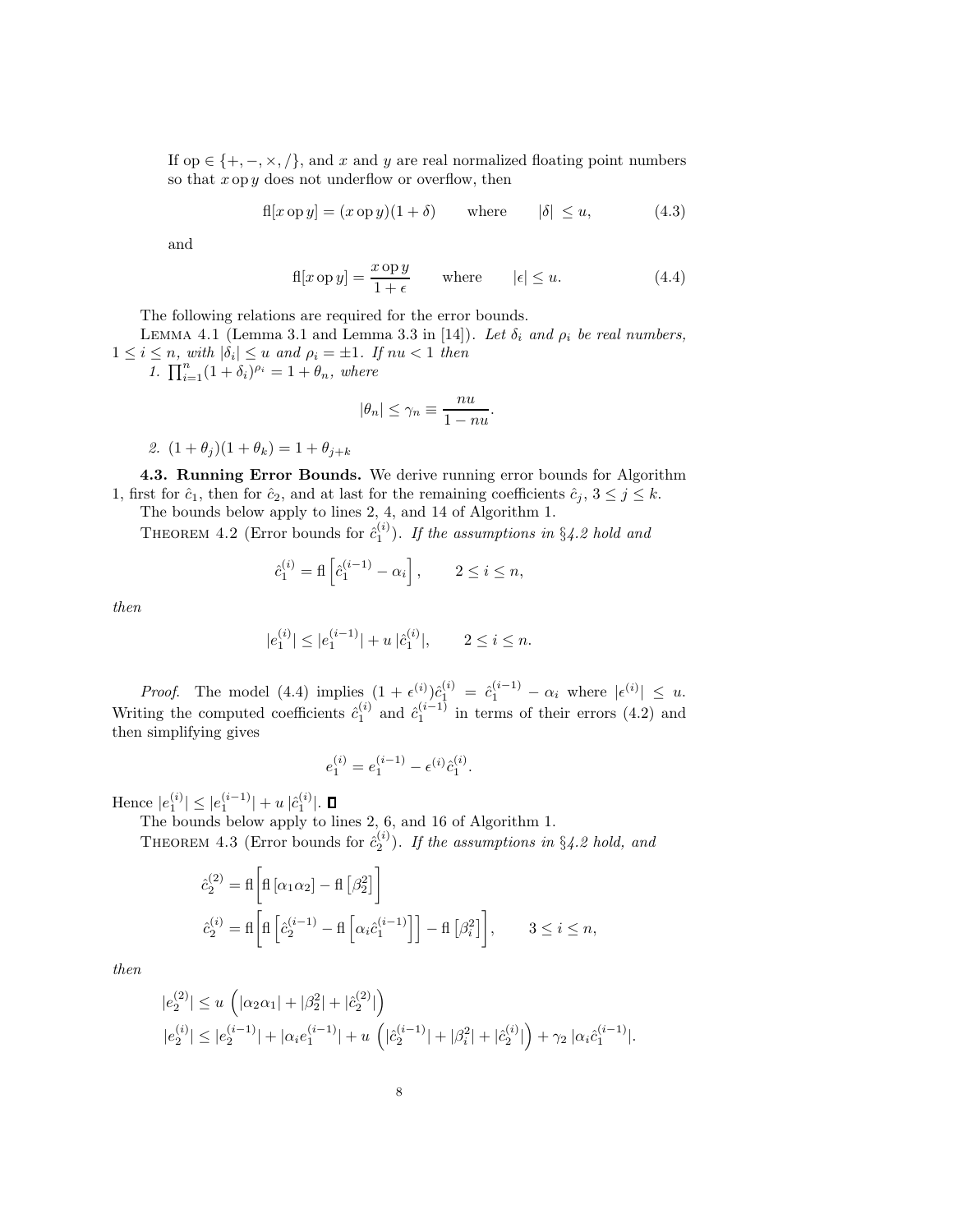If op $\in \{+, -, \times, /\}$, and $x$ and $y$ are real normalized floating point numbers so that $x \operatorname{op} y$ does not underflow or overflow, then

$$\mathrm{fl}[x \operatorname{op} y] = (x \operatorname{op} y)(1+\delta) \qquad \text{where} \qquad |\delta| \leq u, \tag{4.3}$$

and

$$\mathrm{fl}[x \operatorname{op} y] = \frac{x \operatorname{op} y}{1+\epsilon} \qquad \text{where} \qquad |\epsilon| \leq u. \tag{4.4}$$

The following relations are required for the error bounds.

Lemma 4.1 (Lemma 3.1 and Lemma 3.3 in [14]). *Let $\delta_i$ and $\rho_i$ be real numbers, $1 \leq i \leq n$, with $|\delta_i| \leq u$ and $\rho_i = \pm 1$. If $nu < 1$ then*

1. $\prod_{i=1}^{n} (1+\delta_i)^{\rho_i} = 1 + \theta_n$, *where*

$$|\theta_n| \leq \gamma_n \equiv \frac{nu}{1-nu}.$$

2. $(1+\theta_j)(1+\theta_k) = 1 + \theta_{j+k}$

### 4.3. Running Error Bounds.

We derive running error bounds for Algorithm 1, first for $\hat{c}_1$, then for $\hat{c}_2$, and at last for the remaining coefficients $\hat{c}_j$, $3 \leq j \leq k$.

The bounds below apply to lines 2, 4, and 14 of Algorithm 1.

Theorem 4.2 (Error bounds for $\hat{c}_1^{(i)}$). *If the assumptions in §4.2 hold and*

$$\hat{c}_1^{(i)} = \mathrm{fl}\left[\hat{c}_1^{(i-1)} - \alpha_i\right], \qquad 2 \leq i \leq n,$$

*then*

$$|e_1^{(i)}| \leq |e_1^{(i-1)}| + u\,|\hat{c}_1^{(i)}|, \qquad 2 \leq i \leq n.$$

*Proof.* The model (4.4) implies $(1+\epsilon^{(i)})\hat{c}_1^{(i)} = \hat{c}_1^{(i-1)} - \alpha_i$ where $|\epsilon^{(i)}| \leq u$. Writing the computed coefficients $\hat{c}_1^{(i)}$ and $\hat{c}_1^{(i-1)}$ in terms of their errors (4.2) and then simplifying gives

$$e_1^{(i)} = e_1^{(i-1)} - \epsilon^{(i)}\hat{c}_1^{(i)}.$$

Hence $|e_1^{(i)}| \leq |e_1^{(i-1)}| + u\,|\hat{c}_1^{(i)}|$. ∎

The bounds below apply to lines 2, 6, and 16 of Algorithm 1.

Theorem 4.3 (Error bounds for $\hat{c}_2^{(i)}$). *If the assumptions in §4.2 hold, and*

$$\hat{c}_2^{(2)} = \mathrm{fl}\Big[\mathrm{fl}\left[\alpha_1\alpha_2\right] - \mathrm{fl}\left[\beta_2^2\right]\Big]$$

$$\hat{c}_2^{(i)} = \mathrm{fl}\Big[\mathrm{fl}\left[\hat{c}_2^{(i-1)} - \mathrm{fl}\left[\alpha_i\hat{c}_1^{(i-1)}\right]\right] - \mathrm{fl}\left[\beta_i^2\right]\Big], \qquad 3 \leq i \leq n,$$

*then*

$$|e_2^{(2)}| \leq u\,\left(|\alpha_2\alpha_1| + |\beta_2^2| + |\hat{c}_2^{(2)}|\right)$$

$$|e_2^{(i)}| \leq |e_2^{(i-1)}| + |\alpha_i e_1^{(i-1)}| + u\,\left(|\hat{c}_2^{(i-1)}| + |\beta_i^2| + |\hat{c}_2^{(i)}|\right) + \gamma_2\,|\alpha_i\hat{c}_1^{(i-1)}|.$$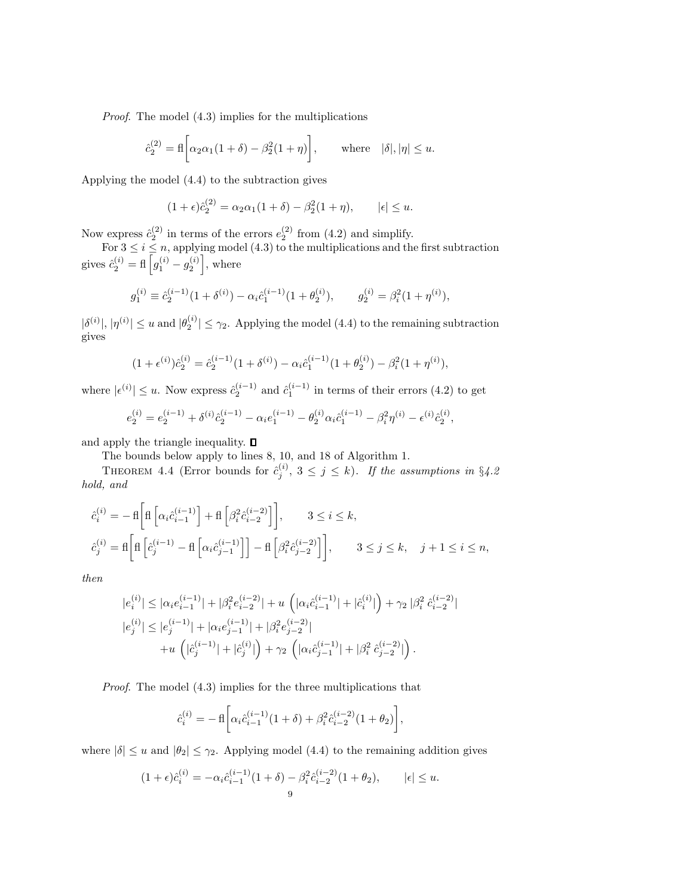*Proof*. The model (4.3) implies for the multiplications

$$\hat{c}_2^{(2)} = \mathrm{fl}\left[\alpha_2\alpha_1(1+\delta) - \beta_2^2(1+\eta)\right], \qquad \text{where} \quad |\delta|, |\eta| \le u.$$

Applying the model (4.4) to the subtraction gives

$$(1+\epsilon)\hat{c}_2^{(2)} = \alpha_2\alpha_1(1+\delta) - \beta_2^2(1+\eta), \qquad |\epsilon| \le u.$$

Now express $\hat{c}_2^{(2)}$ in terms of the errors $e_2^{(2)}$ from (4.2) and simplify.

For $3 \le i \le n$, applying model (4.3) to the multiplications and the first subtraction gives $\hat{c}_2^{(i)} = \mathrm{fl}\left[g_1^{(i)} - g_2^{(i)}\right]$, where

$$g_1^{(i)} \equiv \hat{c}_2^{(i-1)}(1+\delta^{(i)}) - \alpha_i \hat{c}_1^{(i-1)}(1+\theta_2^{(i)}), \qquad g_2^{(i)} = \beta_i^2(1+\eta^{(i)}),$$

$|\delta^{(i)}|$, $|\eta^{(i)}| \le u$ and $|\theta_2^{(i)}| \le \gamma_2$. Applying the model (4.4) to the remaining subtraction gives

$$(1+\epsilon^{(i)})\hat{c}_2^{(i)} = \hat{c}_2^{(i-1)}(1+\delta^{(i)}) - \alpha_i \hat{c}_1^{(i-1)}(1+\theta_2^{(i)}) - \beta_i^2(1+\eta^{(i)}),$$

where $|\epsilon^{(i)}| \le u$. Now express $\hat{c}_2^{(i-1)}$ and $\hat{c}_1^{(i-1)}$ in terms of their errors (4.2) to get

$$e_2^{(i)} = e_2^{(i-1)} + \delta^{(i)}\hat{c}_2^{(i-1)} - \alpha_i e_1^{(i-1)} - \theta_2^{(i)}\alpha_i\hat{c}_1^{(i-1)} - \beta_i^2\eta^{(i)} - \epsilon^{(i)}\hat{c}_2^{(i)},$$

and apply the triangle inequality. ∎

The bounds below apply to lines 8, 10, and 18 of Algorithm 1.

THEOREM 4.4 (Error bounds for $\hat{c}_j^{(i)}$, $3 \le j \le k$). *If the assumptions in §4.2 hold, and*

$$\hat{c}_i^{(i)} = -\,\mathrm{fl}\left[\mathrm{fl}\left[\alpha_i\hat{c}_{i-1}^{(i-1)}\right] + \mathrm{fl}\left[\beta_i^2\hat{c}_{i-2}^{(i-2)}\right]\right], \qquad 3 \le i \le k,$$

$$\hat{c}_j^{(i)} = \mathrm{fl}\left[\mathrm{fl}\left[\hat{c}_j^{(i-1)} - \mathrm{fl}\left[\alpha_i\hat{c}_{j-1}^{(i-1)}\right]\right] - \mathrm{fl}\left[\beta_i^2\hat{c}_{j-2}^{(i-2)}\right]\right], \qquad 3 \le j \le k, \quad j+1 \le i \le n,$$

*then*

$$|e_i^{(i)}| \le |\alpha_i e_{i-1}^{(i-1)}| + |\beta_i^2 e_{i-2}^{(i-2)}| + u\,\left(|\alpha_i\hat{c}_{i-1}^{(i-1)}| + |\hat{c}_i^{(i)}|\right) + \gamma_2\,|\beta_i^2\,\hat{c}_{i-2}^{(i-2)}|$$

$$\begin{aligned}|e_j^{(i)}| \le{}& |e_j^{(i-1)}| + |\alpha_i e_{j-1}^{(i-1)}| + |\beta_i^2 e_{j-2}^{(i-2)}| \\ &+ u\,\left(|\hat{c}_j^{(i-1)}| + |\hat{c}_j^{(i)}|\right) + \gamma_2\,\left(|\alpha_i\hat{c}_{j-1}^{(i-1)}| + |\beta_i^2\,\hat{c}_{j-2}^{(i-2)}|\right).\end{aligned}$$

*Proof*. The model (4.3) implies for the three multiplications that

$$\hat{c}_i^{(i)} = -\,\mathrm{fl}\left[\alpha_i\hat{c}_{i-1}^{(i-1)}(1+\delta) + \beta_i^2\hat{c}_{i-2}^{(i-2)}(1+\theta_2)\right],$$

where $|\delta| \le u$ and $|\theta_2| \le \gamma_2$. Applying model (4.4) to the remaining addition gives

$$(1+\epsilon)\hat{c}_i^{(i)} = -\alpha_i\hat{c}_{i-1}^{(i-1)}(1+\delta) - \beta_i^2\hat{c}_{i-2}^{(i-2)}(1+\theta_2), \qquad |\epsilon| \le u.$$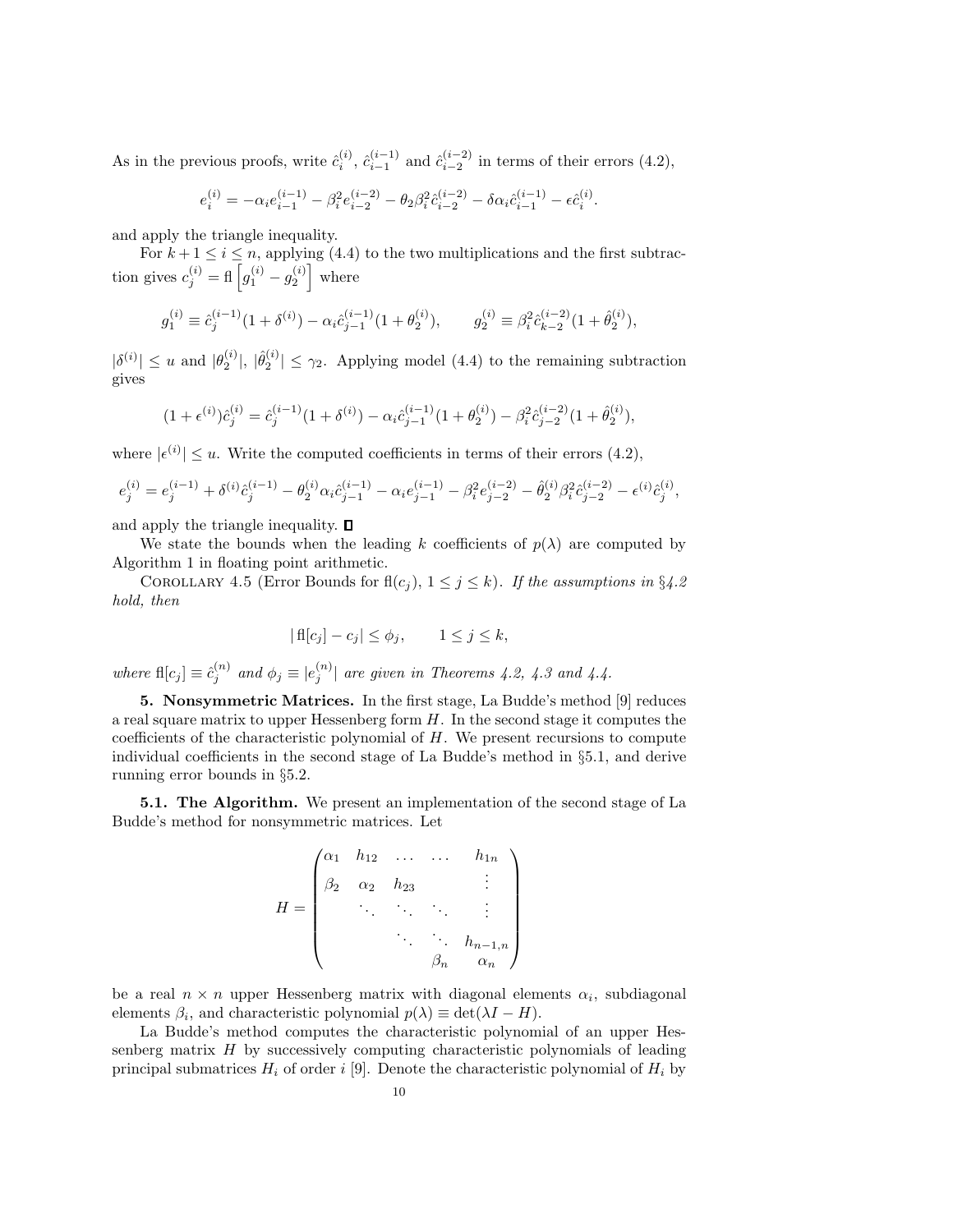As in the previous proofs, write $\hat{c}_i^{(i)}$, $\hat{c}_{i-1}^{(i-1)}$ and $\hat{c}_{i-2}^{(i-2)}$ in terms of their errors (4.2),

$$e_i^{(i)} = -\alpha_i e_{i-1}^{(i-1)} - \beta_i^2 e_{i-2}^{(i-2)} - \theta_2 \beta_i^2 \hat{c}_{i-2}^{(i-2)} - \delta \alpha_i \hat{c}_{i-1}^{(i-1)} - \epsilon \hat{c}_i^{(i)}.$$

and apply the triangle inequality.

For $k+1 \leq i \leq n$, applying (4.4) to the two multiplications and the first subtraction gives $c_j^{(i)} = \mathrm{fl}\left[g_1^{(i)} - g_2^{(i)}\right]$ where

$$g_1^{(i)} \equiv \hat{c}_j^{(i-1)}(1+\delta^{(i)}) - \alpha_i \hat{c}_{j-1}^{(i-1)}(1+\theta_2^{(i)}), \qquad g_2^{(i)} \equiv \beta_i^2 \hat{c}_{k-2}^{(i-2)}(1+\hat{\theta}_2^{(i)}),$$

$|\delta^{(i)}| \leq u$ and $|\theta_2^{(i)}|$, $|\hat{\theta}_2^{(i)}| \leq \gamma_2$. Applying model (4.4) to the remaining subtraction gives

$$(1+\epsilon^{(i)})\hat{c}_j^{(i)} = \hat{c}_j^{(i-1)}(1+\delta^{(i)}) - \alpha_i \hat{c}_{j-1}^{(i-1)}(1+\theta_2^{(i)}) - \beta_i^2 \hat{c}_{j-2}^{(i-2)}(1+\hat{\theta}_2^{(i)}),$$

where $|\epsilon^{(i)}| \leq u$. Write the computed coefficients in terms of their errors (4.2),

$$e_j^{(i)} = e_j^{(i-1)} + \delta^{(i)} \hat{c}_j^{(i-1)} - \theta_2^{(i)} \alpha_i \hat{c}_{j-1}^{(i-1)} - \alpha_i e_{j-1}^{(i-1)} - \beta_i^2 e_{j-2}^{(i-2)} - \hat{\theta}_2^{(i)} \beta_i^2 \hat{c}_{j-2}^{(i-2)} - \epsilon^{(i)} \hat{c}_j^{(i)},$$

and apply the triangle inequality. ∎

We state the bounds when the leading $k$ coefficients of $p(\lambda)$ are computed by Algorithm 1 in floating point arithmetic.

Corollary 4.5 (Error Bounds for $\mathrm{fl}(c_j)$, $1 \leq j \leq k$). *If the assumptions in §4.2 hold, then*

$$|\,\mathrm{fl}[c_j] - c_j| \leq \phi_j, \qquad 1 \leq j \leq k,$$

*where* $\mathrm{fl}[c_j] \equiv \hat{c}_j^{(n)}$ *and* $\phi_j \equiv |e_j^{(n)}|$ *are given in Theorems 4.2, 4.3 and 4.4.*

## 5. Nonsymmetric Matrices.

In the first stage, La Budde's method [9] reduces a real square matrix to upper Hessenberg form $H$. In the second stage it computes the coefficients of the characteristic polynomial of $H$. We present recursions to compute individual coefficients in the second stage of La Budde's method in §5.1, and derive running error bounds in §5.2.

### 5.1. The Algorithm.

We present an implementation of the second stage of La Budde's method for nonsymmetric matrices. Let

$$H = \begin{pmatrix} \alpha_1 & h_{12} & \dots & \dots & h_{1n} \\ \beta_2 & \alpha_2 & h_{23} & & \vdots \\ & \ddots & \ddots & \ddots & \vdots \\ & & \ddots & \ddots & h_{n-1,n} \\ & & & \beta_n & \alpha_n \end{pmatrix}$$

be a real $n \times n$ upper Hessenberg matrix with diagonal elements $\alpha_i$, subdiagonal elements $\beta_i$, and characteristic polynomial $p(\lambda) \equiv \det(\lambda I - H)$.

La Budde's method computes the characteristic polynomial of an upper Hessenberg matrix $H$ by successively computing characteristic polynomials of leading principal submatrices $H_i$ of order $i$ [9]. Denote the characteristic polynomial of $H_i$ by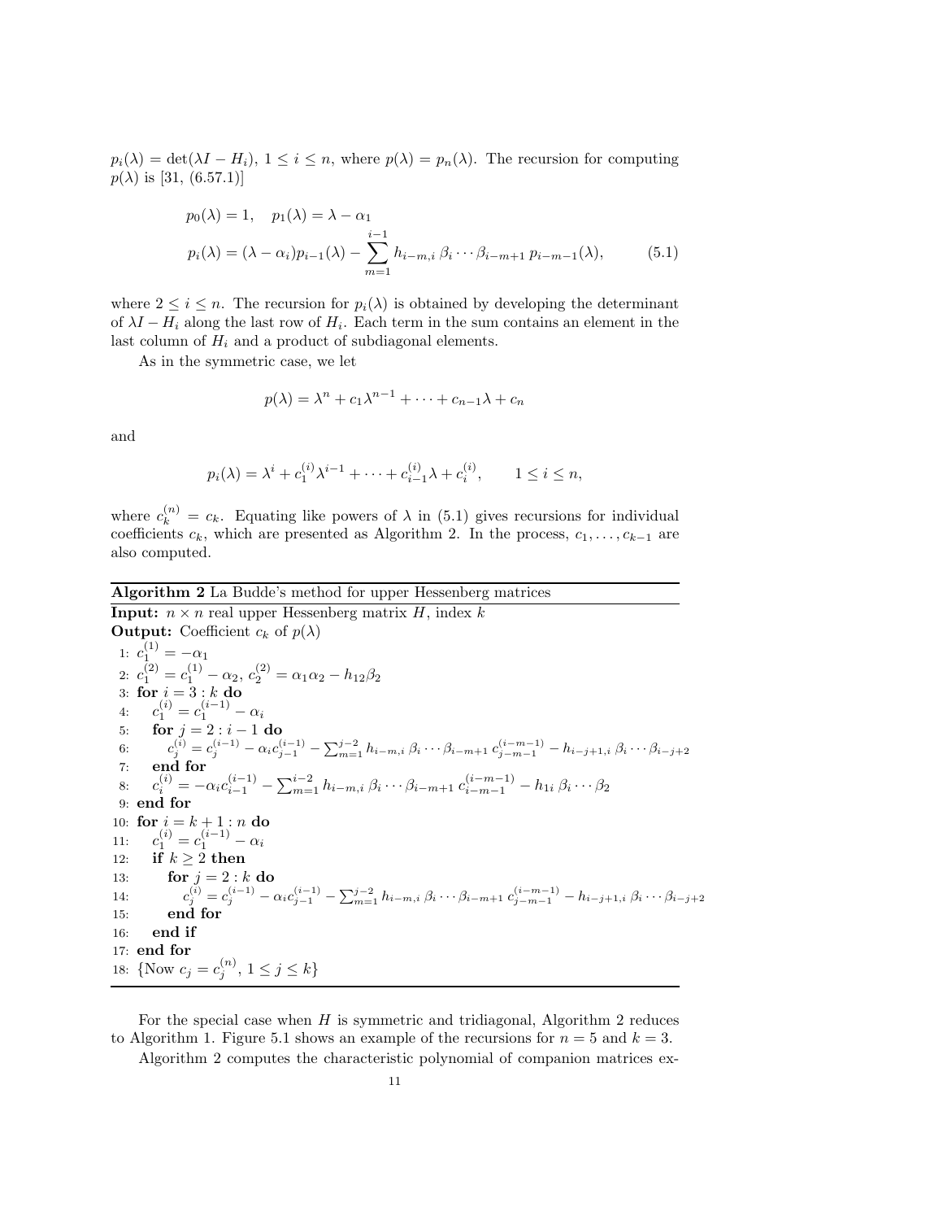$p_i(\lambda) = \det(\lambda I - H_i)$, $1 \le i \le n$, where $p(\lambda) = p_n(\lambda)$. The recursion for computing $p(\lambda)$ is [31, (6.57.1)]

$$
\begin{aligned}
&p_0(\lambda) = 1, \quad p_1(\lambda) = \lambda - \alpha_1 \\
&p_i(\lambda) = (\lambda - \alpha_i) p_{i-1}(\lambda) - \sum_{m=1}^{i-1} h_{i-m,i}\, \beta_i \cdots \beta_{i-m+1}\, p_{i-m-1}(\lambda),
\end{aligned}
\tag{5.1}
$$

where $2 \le i \le n$. The recursion for $p_i(\lambda)$ is obtained by developing the determinant of $\lambda I - H_i$ along the last row of $H_i$. Each term in the sum contains an element in the last column of $H_i$ and a product of subdiagonal elements.

As in the symmetric case, we let

$$
p(\lambda) = \lambda^n + c_1 \lambda^{n-1} + \cdots + c_{n-1}\lambda + c_n
$$

and

$$
p_i(\lambda) = \lambda^i + c_1^{(i)} \lambda^{i-1} + \cdots + c_{i-1}^{(i)} \lambda + c_i^{(i)}, \qquad 1 \le i \le n,
$$

where $c_k^{(n)} = c_k$. Equating like powers of $\lambda$ in (5.1) gives recursions for individual coefficients $c_k$, which are presented as Algorithm 2. In the process, $c_1, \ldots, c_{k-1}$ are also computed.

**Algorithm 2** La Budde's method for upper Hessenberg matrices

**Input:** $n \times n$ real upper Hessenberg matrix $H$, index $k$
**Output:** Coefficient $c_k$ of $p(\lambda)$

```
1: c_1^(1) = -α_1
2: c_1^(2) = c_1^(1) - α_2,  c_2^(2) = α_1 α_2 - h_12 β_2
3: for i = 3 : k do
4:    c_1^(i) = c_1^(i-1) - α_i
5:    for j = 2 : i-1 do
6:       c_j^(i) = c_j^(i-1) - α_i c_{j-1}^(i-1) - Σ_{m=1}^{j-2} h_{i-m,i} β_i ··· β_{i-m+1} c_{j-m-1}^(i-m-1) - h_{i-j+1,i} β_i ··· β_{i-j+2}
7:    end for
8:    c_i^(i) = -α_i c_{i-1}^(i-1) - Σ_{m=1}^{i-2} h_{i-m,i} β_i ··· β_{i-m+1} c_{i-m-1}^(i-m-1) - h_{1i} β_i ··· β_2
9: end for
10: for i = k+1 : n do
11:    c_1^(i) = c_1^(i-1) - α_i
12:    if k ≥ 2 then
13:       for j = 2 : k do
14:          c_j^(i) = c_j^(i-1) - α_i c_{j-1}^(i-1) - Σ_{m=1}^{j-2} h_{i-m,i} β_i ··· β_{i-m+1} c_{j-m-1}^(i-m-1) - h_{i-j+1,i} β_i ··· β_{i-j+2}
15:       end for
16:    end if
17: end for
18: {Now c_j = c_j^(n), 1 ≤ j ≤ k}
```

For the special case when $H$ is symmetric and tridiagonal, Algorithm 2 reduces to Algorithm 1. Figure 5.1 shows an example of the recursions for $n = 5$ and $k = 3$.

Algorithm 2 computes the characteristic polynomial of companion matrices ex-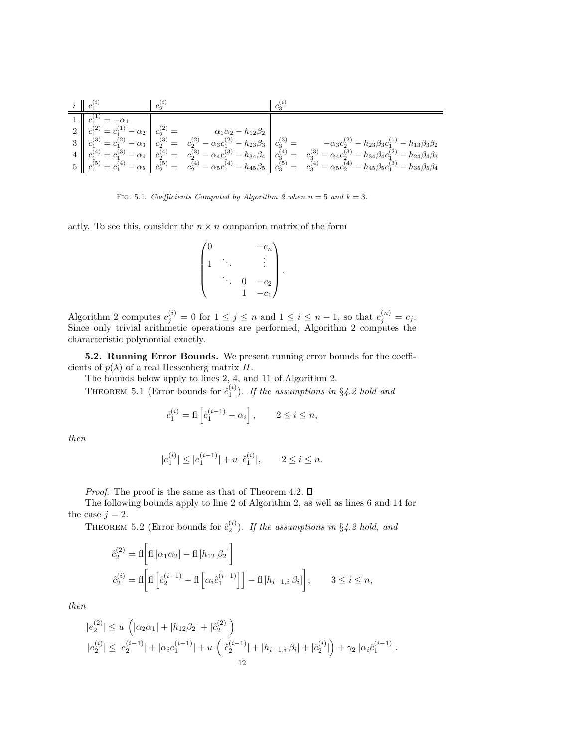| $i$ | $c_1^{(i)}$ | $c_2^{(i)}$ | $c_3^{(i)}$ |
|---|---|---|---|
| 1 | $c_1^{(1)} = -\alpha_1$ | | |
| 2 | $c_1^{(2)} = c_1^{(1)} - \alpha_2$ | $c_2^{(2)} = \alpha_1\alpha_2 - h_{12}\beta_2$ | |
| 3 | $c_1^{(3)} = c_1^{(2)} - \alpha_3$ | $c_2^{(3)} = c_2^{(2)} - \alpha_3 c_1^{(2)} - h_{23}\beta_3$ | $c_3^{(3)} = -\alpha_3 c_2^{(2)} - h_{23}\beta_3 c_1^{(1)} - h_{13}\beta_3\beta_2$ |
| 4 | $c_1^{(4)} = c_1^{(3)} - \alpha_4$ | $c_2^{(4)} = c_2^{(3)} - \alpha_4 c_1^{(3)} - h_{34}\beta_4$ | $c_3^{(4)} = c_3^{(3)} - \alpha_4 c_2^{(3)} - h_{34}\beta_4 c_1^{(2)} - h_{24}\beta_4\beta_3$ |
| 5 | $c_1^{(5)} = c_1^{(4)} - \alpha_5$ | $c_2^{(5)} = c_2^{(4)} - \alpha_5 c_1^{(4)} - h_{45}\beta_5$ | $c_3^{(5)} = c_3^{(4)} - \alpha_5 c_2^{(4)} - h_{45}\beta_5 c_1^{(3)} - h_{35}\beta_5\beta_4$ |

FIG. 5.1. *Coefficients Computed by Algorithm 2 when $n = 5$ and $k = 3$.*

actly. To see this, consider the $n \times n$ companion matrix of the form

$$\begin{pmatrix} 0 & & & -c_n \\ 1 & \ddots & & \vdots \\ & \ddots & 0 & -c_2 \\ & & 1 & -c_1 \end{pmatrix}.$$

Algorithm 2 computes $c_j^{(i)} = 0$ for $1 \leq j \leq n$ and $1 \leq i \leq n-1$, so that $c_j^{(n)} = c_j$. Since only trivial arithmetic operations are performed, Algorithm 2 computes the characteristic polynomial exactly.

**5.2. Running Error Bounds.** We present running error bounds for the coefficients of $p(\lambda)$ of a real Hessenberg matrix $H$.

The bounds below apply to lines 2, 4, and 11 of Algorithm 2.

THEOREM 5.1 (Error bounds for $\hat{c}_1^{(i)}$). *If the assumptions in §4.2 hold and*

$$\hat{c}_1^{(i)} = \mathrm{fl}\left[\hat{c}_1^{(i-1)} - \alpha_i\right], \qquad 2 \leq i \leq n,$$

*then*

$$|e_1^{(i)}| \leq |e_1^{(i-1)}| + u\,|\hat{c}_1^{(i)}|, \qquad 2 \leq i \leq n.$$

*Proof.* The proof is the same as that of Theorem 4.2. $\square$

The following bounds apply to line 2 of Algorithm 2, as well as lines 6 and 14 for the case $j = 2$.

THEOREM 5.2 (Error bounds for $\hat{c}_2^{(i)}$). *If the assumptions in §4.2 hold, and*

$$\hat{c}_2^{(2)} = \mathrm{fl}\left[\mathrm{fl}\left[\alpha_1\alpha_2\right] - \mathrm{fl}\left[h_{12}\,\beta_2\right]\right]$$

$$\hat{c}_2^{(i)} = \mathrm{fl}\left[\mathrm{fl}\left[\hat{c}_2^{(i-1)} - \mathrm{fl}\left[\alpha_i \hat{c}_1^{(i-1)}\right]\right] - \mathrm{fl}\left[h_{i-1,i}\,\beta_i\right]\right], \qquad 3 \leq i \leq n,$$

*then*

$$|e_2^{(2)}| \leq u\,\left(|\alpha_2\alpha_1| + |h_{12}\beta_2| + |\hat{c}_2^{(2)}|\right)$$

$$|e_2^{(i)}| \leq |e_2^{(i-1)}| + |\alpha_i e_1^{(i-1)}| + u\,\left(|\hat{c}_2^{(i-1)}| + |h_{i-1,i}\,\beta_i| + |\hat{c}_2^{(i)}|\right) + \gamma_2\,|\alpha_i \hat{c}_1^{(i-1)}|.$$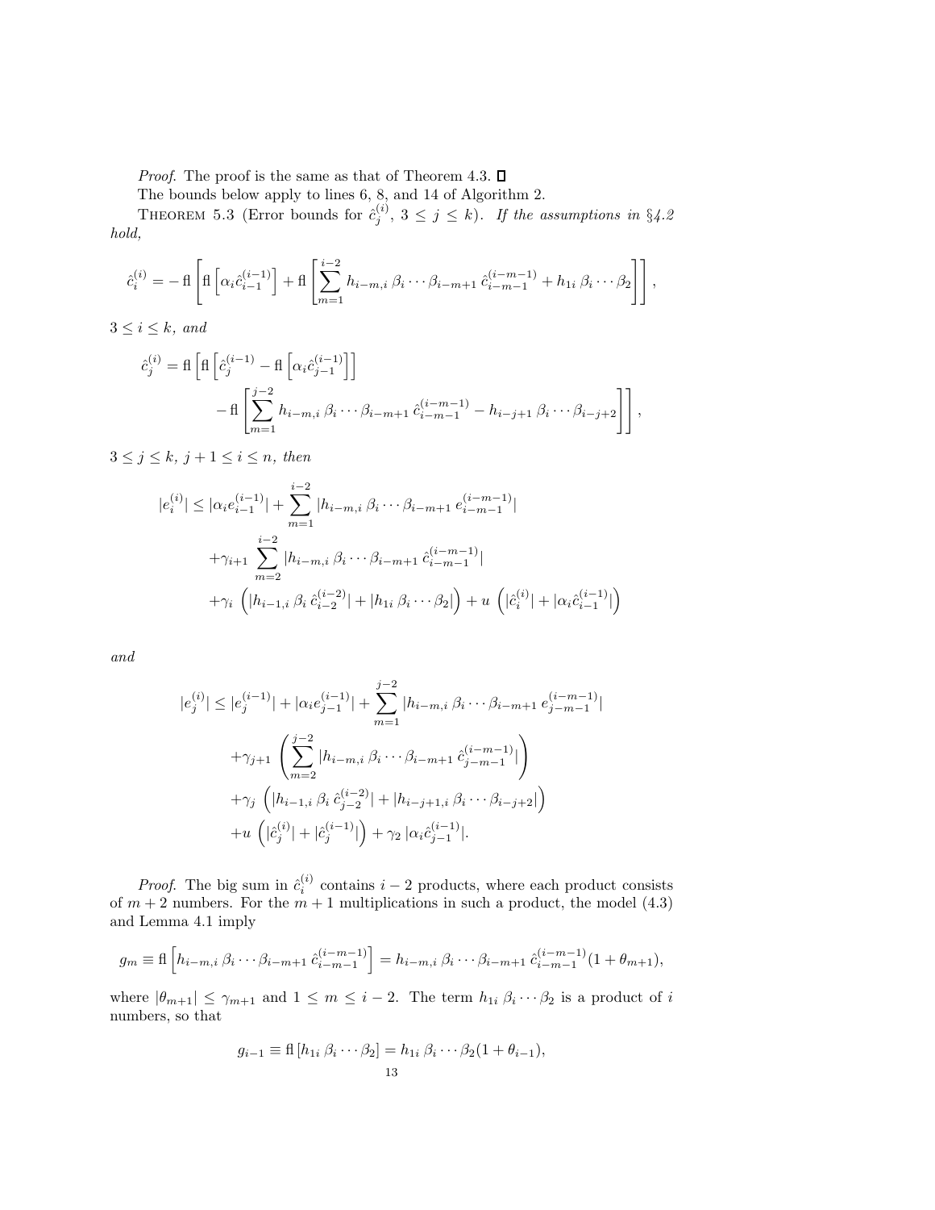*Proof.* The proof is the same as that of Theorem 4.3. ◻

The bounds below apply to lines 6, 8, and 14 of Algorithm 2.

THEOREM 5.3 (Error bounds for $\hat{c}_j^{(i)}$, $3 \leq j \leq k$). *If the assumptions in §4.2 hold,*

$$\hat{c}_i^{(i)} = -\operatorname{fl}\left[\operatorname{fl}\left[\alpha_i \hat{c}_{i-1}^{(i-1)}\right] + \operatorname{fl}\left[\sum_{m=1}^{i-2} h_{i-m,i}\,\beta_i \cdots \beta_{i-m+1}\,\hat{c}_{i-m-1}^{(i-m-1)} + h_{1i}\,\beta_i \cdots \beta_2\right]\right],$$

*$3 \leq i \leq k$, and*

$$\hat{c}_j^{(i)} = \operatorname{fl}\left[\operatorname{fl}\left[\hat{c}_j^{(i-1)} - \operatorname{fl}\left[\alpha_i \hat{c}_{j-1}^{(i-1)}\right]\right] - \operatorname{fl}\left[\sum_{m=1}^{j-2} h_{i-m,i}\,\beta_i \cdots \beta_{i-m+1}\,\hat{c}_{i-m-1}^{(i-m-1)} - h_{i-j+1}\,\beta_i \cdots \beta_{i-j+2}\right]\right],$$

*$3 \leq j \leq k$, $j+1 \leq i \leq n$, then*

$$\begin{aligned}
|e_i^{(i)}| \leq{}& |\alpha_i e_{i-1}^{(i-1)}| + \sum_{m=1}^{i-2} |h_{i-m,i}\,\beta_i \cdots \beta_{i-m+1}\,e_{i-m-1}^{(i-m-1)}| \\
&+ \gamma_{i+1} \sum_{m=2}^{i-2} |h_{i-m,i}\,\beta_i \cdots \beta_{i-m+1}\,\hat{c}_{i-m-1}^{(i-m-1)}| \\
&+ \gamma_i \left(|h_{i-1,i}\,\beta_i\,\hat{c}_{i-2}^{(i-2)}| + |h_{1i}\,\beta_i \cdots \beta_2|\right) + u\left(|\hat{c}_i^{(i)}| + |\alpha_i \hat{c}_{i-1}^{(i-1)}|\right)
\end{aligned}$$

*and*

$$\begin{aligned}
|e_j^{(i)}| \leq{}& |e_j^{(i-1)}| + |\alpha_i e_{j-1}^{(i-1)}| + \sum_{m=1}^{j-2} |h_{i-m,i}\,\beta_i \cdots \beta_{i-m+1}\,e_{j-m-1}^{(i-m-1)}| \\
&+ \gamma_{j+1} \left(\sum_{m=2}^{j-2} |h_{i-m,i}\,\beta_i \cdots \beta_{i-m+1}\,\hat{c}_{j-m-1}^{(i-m-1)}|\right) \\
&+ \gamma_j \left(|h_{i-1,i}\,\beta_i\,\hat{c}_{j-2}^{(i-2)}| + |h_{i-j+1,i}\,\beta_i \cdots \beta_{i-j+2}|\right) \\
&+ u\left(|\hat{c}_j^{(i)}| + |\hat{c}_j^{(i-1)}|\right) + \gamma_2\,|\alpha_i \hat{c}_{j-1}^{(i-1)}|.
\end{aligned}$$

*Proof.* The big sum in $\hat{c}_i^{(i)}$ contains $i-2$ products, where each product consists of $m+2$ numbers. For the $m+1$ multiplications in such a product, the model (4.3) and Lemma 4.1 imply

$$g_m \equiv \operatorname{fl}\left[h_{i-m,i}\,\beta_i \cdots \beta_{i-m+1}\,\hat{c}_{i-m-1}^{(i-m-1)}\right] = h_{i-m,i}\,\beta_i \cdots \beta_{i-m+1}\,\hat{c}_{i-m-1}^{(i-m-1)}(1+\theta_{m+1}),$$

where $|\theta_{m+1}| \leq \gamma_{m+1}$ and $1 \leq m \leq i-2$. The term $h_{1i}\,\beta_i \cdots \beta_2$ is a product of $i$ numbers, so that

$$g_{i-1} \equiv \operatorname{fl}\left[h_{1i}\,\beta_i \cdots \beta_2\right] = h_{1i}\,\beta_i \cdots \beta_2(1+\theta_{i-1}),$$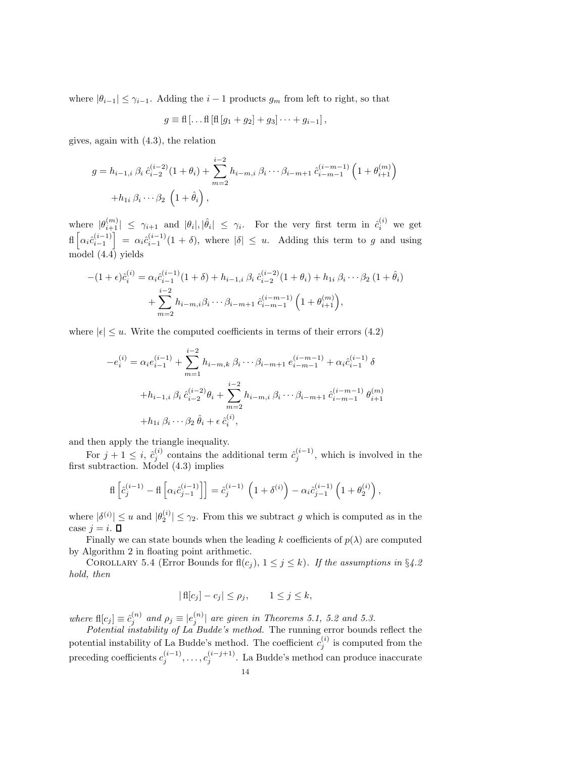where $|\theta_{i-1}| \leq \gamma_{i-1}$. Adding the $i-1$ products $g_m$ from left to right, so that

$$g \equiv \mathrm{fl}\left[\ldots \mathrm{fl}\left[\mathrm{fl}\left[g_1 + g_2\right] + g_3\right] \cdots + g_{i-1}\right],$$

gives, again with (4.3), the relation

$$g = h_{i-1,i}\, \beta_i\, \hat{c}_{i-2}^{(i-2)}(1+\theta_i) + \sum_{m=2}^{i-2} h_{i-m,i}\, \beta_i \cdots \beta_{i-m+1}\, \hat{c}_{i-m-1}^{(i-m-1)} \left(1 + \theta_{i+1}^{(m)}\right)$$
$$+ h_{1i}\, \beta_i \cdots \beta_2 \, \left(1 + \hat{\theta}_i\right),$$

where $|\theta_{i+1}^{(m)}| \leq \gamma_{i+1}$ and $|\theta_i|, |\hat{\theta}_i| \leq \gamma_i$. For the very first term in $\hat{c}_i^{(i)}$ we get $\mathrm{fl}\left[\alpha_i \hat{c}_{i-1}^{(i-1)}\right] = \alpha_i \hat{c}_{i-1}^{(i-1)}(1+\delta)$, where $|\delta| \leq u$. Adding this term to $g$ and using model (4.4) yields

$$-(1+\epsilon)\hat{c}_i^{(i)} = \alpha_i \hat{c}_{i-1}^{(i-1)}(1+\delta) + h_{i-1,i}\, \beta_i\, \hat{c}_{i-2}^{(i-2)}(1+\theta_i) + h_{1i}\, \beta_i \cdots \beta_2\, (1+\hat{\theta}_i)$$
$$+ \sum_{m=2}^{i-2} h_{i-m,i} \beta_i \cdots \beta_{i-m+1}\, \hat{c}_{i-m-1}^{(i-m-1)} \left(1 + \theta_{i+1}^{(m)}\right),$$

where $|\epsilon| \leq u$. Write the computed coefficients in terms of their errors (4.2)

$$-e_i^{(i)} = \alpha_i e_{i-1}^{(i-1)} + \sum_{m=1}^{i-2} h_{i-m,k}\, \beta_i \cdots \beta_{i-m+1}\, e_{i-m-1}^{(i-m-1)} + \alpha_i \hat{c}_{i-1}^{(i-1)}\, \delta$$
$$+ h_{i-1,i}\, \beta_i\, \hat{c}_{i-2}^{(i-2)} \theta_i + \sum_{m=2}^{i-2} h_{i-m,i}\, \beta_i \cdots \beta_{i-m+1}\, \hat{c}_{i-m-1}^{(i-m-1)}\, \theta_{i+1}^{(m)}$$
$$+ h_{1i}\, \beta_i \cdots \beta_2\, \hat{\theta}_i + \epsilon\, \hat{c}_i^{(i)},$$

and then apply the triangle inequality.

For $j+1 \leq i$, $\hat{c}_j^{(i)}$ contains the additional term $\hat{c}_j^{(i-1)}$, which is involved in the first subtraction. Model (4.3) implies

$$\mathrm{fl}\left[\hat{c}_j^{(i-1)} - \mathrm{fl}\left[\alpha_i \hat{c}_{j-1}^{(i-1)}\right]\right] = \hat{c}_j^{(i-1)} \left(1 + \delta^{(i)}\right) - \alpha_i \hat{c}_{j-1}^{(i-1)} \left(1 + \theta_2^{(i)}\right),$$

where $|\delta^{(i)}| \leq u$ and $|\theta_2^{(i)}| \leq \gamma_2$. From this we subtract $g$ which is computed as in the case $j = i$. ∎

Finally we can state bounds when the leading $k$ coefficients of $p(\lambda)$ are computed by Algorithm 2 in floating point arithmetic.

Corollary 5.4 (Error Bounds for $\mathrm{fl}(c_j)$, $1 \leq j \leq k$). *If the assumptions in §4.2 hold, then*

$$|\,\mathrm{fl}[c_j] - c_j| \leq \rho_j, \qquad 1 \leq j \leq k,$$

*where* $\mathrm{fl}[c_j] \equiv \hat{c}_j^{(n)}$ *and* $\rho_j \equiv |e_j^{(n)}|$ *are given in Theorems 5.1, 5.2 and 5.3.*

*Potential instability of La Budde's method.* The running error bounds reflect the potential instability of La Budde's method. The coefficient $c_j^{(i)}$ is computed from the preceding coefficients $c_j^{(i-1)}, \ldots, c_j^{(i-j+1)}$. La Budde's method can produce inaccurate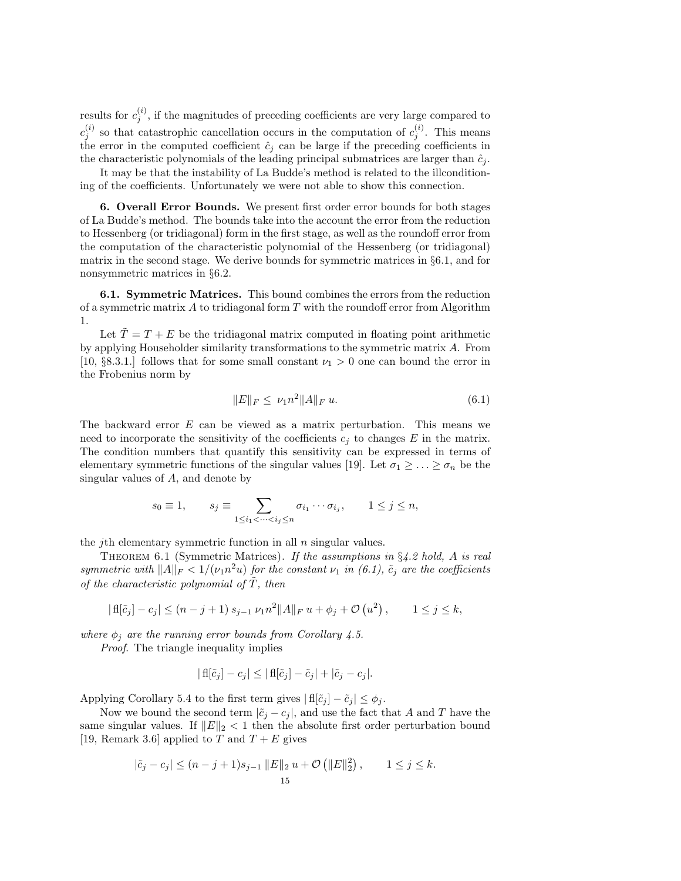results for $c_j^{(i)}$, if the magnitudes of preceding coefficients are very large compared to $c_j^{(i)}$ so that catastrophic cancellation occurs in the computation of $c_j^{(i)}$. This means the error in the computed coefficient $\hat{c}_j$ can be large if the preceding coefficients in the characteristic polynomials of the leading principal submatrices are larger than $\hat{c}_j$.

It may be that the instability of La Budde's method is related to the illconditioning of the coefficients. Unfortunately we were not able to show this connection.

**6. Overall Error Bounds.** We present first order error bounds for both stages of La Budde's method. The bounds take into the account the error from the reduction to Hessenberg (or tridiagonal) form in the first stage, as well as the roundoff error from the computation of the characteristic polynomial of the Hessenberg (or tridiagonal) matrix in the second stage. We derive bounds for symmetric matrices in §6.1, and for nonsymmetric matrices in §6.2.

**6.1. Symmetric Matrices.** This bound combines the errors from the reduction of a symmetric matrix $A$ to tridiagonal form $T$ with the roundoff error from Algorithm 1.

Let $\tilde{T} = T + E$ be the tridiagonal matrix computed in floating point arithmetic by applying Householder similarity transformations to the symmetric matrix $A$. From [10, §8.3.1.] follows that for some small constant $\nu_1 > 0$ one can bound the error in the Frobenius norm by

$$\|E\|_F \leq \nu_1 n^2 \|A\|_F \, u. \tag{6.1}$$

The backward error $E$ can be viewed as a matrix perturbation. This means we need to incorporate the sensitivity of the coefficients $c_j$ to changes $E$ in the matrix. The condition numbers that quantify this sensitivity can be expressed in terms of elementary symmetric functions of the singular values [19]. Let $\sigma_1 \geq \ldots \geq \sigma_n$ be the singular values of $A$, and denote by

$$s_0 \equiv 1, \qquad s_j \equiv \sum_{1 \leq i_1 < \cdots < i_j \leq n} \sigma_{i_1} \cdots \sigma_{i_j}, \qquad 1 \leq j \leq n,$$

the $j$th elementary symmetric function in all $n$ singular values.

Theorem 6.1 (Symmetric Matrices). *If the assumptions in §4.2 hold, $A$ is real symmetric with $\|A\|_F < 1/(\nu_1 n^2 u)$ for the constant $\nu_1$ in (6.1), $\tilde{c}_j$ are the coefficients of the characteristic polynomial of $\tilde{T}$, then*

$$|\,\mathrm{fl}[\tilde{c}_j] - c_j| \leq (n - j + 1)\, s_{j-1}\, \nu_1 n^2 \|A\|_F \, u + \phi_j + \mathcal{O}\left(u^2\right), \qquad 1 \leq j \leq k,$$

*where $\phi_j$ are the running error bounds from Corollary 4.5.*

*Proof*. The triangle inequality implies

$$|\,\mathrm{fl}[\tilde{c}_j] - c_j| \leq |\,\mathrm{fl}[\tilde{c}_j] - \tilde{c}_j| + |\tilde{c}_j - c_j|.$$

Applying Corollary 5.4 to the first term gives $|\,\mathrm{fl}[\tilde{c}_j] - \tilde{c}_j| \leq \phi_j$.

Now we bound the second term $|\tilde{c}_j - c_j|$, and use the fact that $A$ and $T$ have the same singular values. If $\|E\|_2 < 1$ then the absolute first order perturbation bound [19, Remark 3.6] applied to $T$ and $T + E$ gives

$$|\tilde{c}_j - c_j| \leq (n - j + 1) s_{j-1} \, \|E\|_2 \, u + \mathcal{O}\left(\|E\|_2^2\right), \qquad 1 \leq j \leq k.$$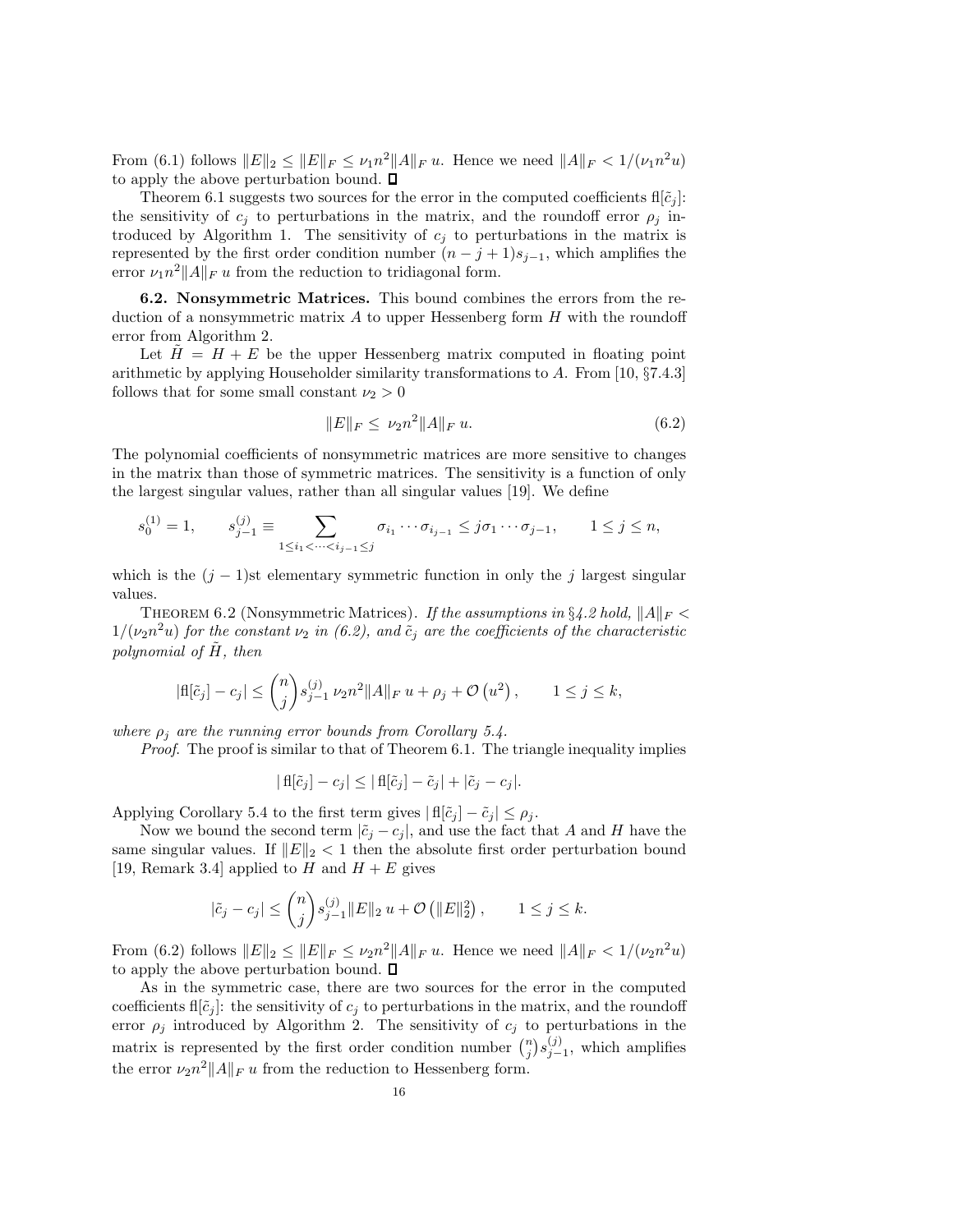From (6.1) follows $\|E\|_2 \leq \|E\|_F \leq \nu_1 n^2 \|A\|_F\, u$. Hence we need $\|A\|_F < 1/(\nu_1 n^2 u)$ to apply the above perturbation bound. ∎

Theorem 6.1 suggests two sources for the error in the computed coefficients $\mathrm{fl}[\tilde{c}_j]$: the sensitivity of $c_j$ to perturbations in the matrix, and the roundoff error $\rho_j$ introduced by Algorithm 1. The sensitivity of $c_j$ to perturbations in the matrix is represented by the first order condition number $(n-j+1)s_{j-1}$, which amplifies the error $\nu_1 n^2 \|A\|_F\, u$ from the reduction to tridiagonal form.

**6.2. Nonsymmetric Matrices.** This bound combines the errors from the reduction of a nonsymmetric matrix $A$ to upper Hessenberg form $H$ with the roundoff error from Algorithm 2.

Let $\tilde{H} = H + E$ be the upper Hessenberg matrix computed in floating point arithmetic by applying Householder similarity transformations to $A$. From [10, §7.4.3] follows that for some small constant $\nu_2 > 0$

$$\|E\|_F \leq \nu_2 n^2 \|A\|_F\, u. \tag{6.2}$$

The polynomial coefficients of nonsymmetric matrices are more sensitive to changes in the matrix than those of symmetric matrices. The sensitivity is a function of only the largest singular values, rather than all singular values [19]. We define

$$s_0^{(1)} = 1, \qquad s_{j-1}^{(j)} \equiv \sum_{1 \leq i_1 < \cdots < i_{j-1} \leq j} \sigma_{i_1} \cdots \sigma_{i_{j-1}} \leq j \sigma_1 \cdots \sigma_{j-1}, \qquad 1 \leq j \leq n,$$

which is the $(j-1)$st elementary symmetric function in only the $j$ largest singular values.

Theorem 6.2 (Nonsymmetric Matrices). *If the assumptions in §4.2 hold, $\|A\|_F < 1/(\nu_2 n^2 u)$ for the constant $\nu_2$ in (6.2), and $\tilde{c}_j$ are the coefficients of the characteristic polynomial of $\tilde{H}$, then*

$$|\mathrm{fl}[\tilde{c}_j] - c_j| \leq \binom{n}{j} s_{j-1}^{(j)}\, \nu_2 n^2 \|A\|_F\, u + \rho_j + \mathcal{O}\left(u^2\right), \qquad 1 \leq j \leq k,$$

*where $\rho_j$ are the running error bounds from Corollary 5.4.*

*Proof.* The proof is similar to that of Theorem 6.1. The triangle inequality implies

$$|\,\mathrm{fl}[\tilde{c}_j] - c_j| \leq |\,\mathrm{fl}[\tilde{c}_j] - \tilde{c}_j| + |\tilde{c}_j - c_j|.$$

Applying Corollary 5.4 to the first term gives $|\,\mathrm{fl}[\tilde{c}_j] - \tilde{c}_j| \leq \rho_j$.

Now we bound the second term $|\tilde{c}_j - c_j|$, and use the fact that $A$ and $H$ have the same singular values. If $\|E\|_2 < 1$ then the absolute first order perturbation bound [19, Remark 3.4] applied to $H$ and $H + E$ gives

$$|\tilde{c}_j - c_j| \leq \binom{n}{j} s_{j-1}^{(j)} \|E\|_2\, u + \mathcal{O}\left(\|E\|_2^2\right), \qquad 1 \leq j \leq k.$$

From (6.2) follows $\|E\|_2 \leq \|E\|_F \leq \nu_2 n^2 \|A\|_F\, u$. Hence we need $\|A\|_F < 1/(\nu_2 n^2 u)$ to apply the above perturbation bound. ∎

As in the symmetric case, there are two sources for the error in the computed coefficients $\mathrm{fl}[\tilde{c}_j]$: the sensitivity of $c_j$ to perturbations in the matrix, and the roundoff error $\rho_j$ introduced by Algorithm 2. The sensitivity of $c_j$ to perturbations in the matrix is represented by the first order condition number $\binom{n}{j} s_{j-1}^{(j)}$, which amplifies the error $\nu_2 n^2 \|A\|_F\, u$ from the reduction to Hessenberg form.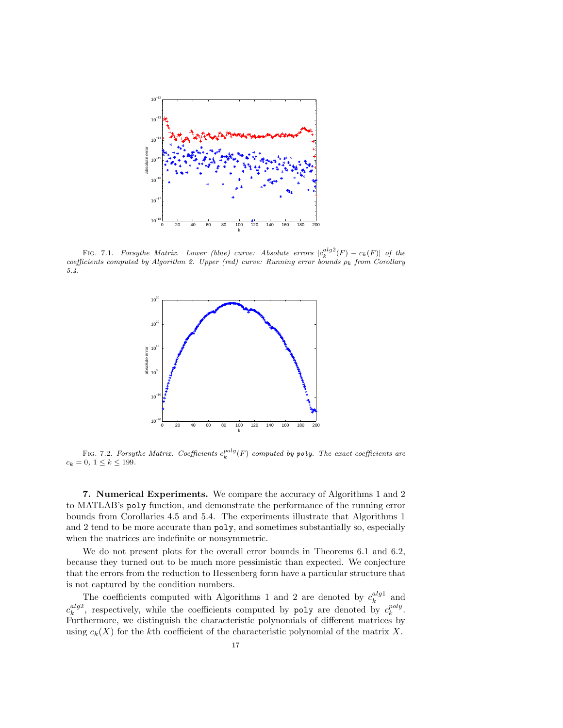FIG. 7.1. *Forsythe Matrix. Lower (blue) curve: Absolute errors* $|c_k^{alg2}(F) - c_k(F)|$ *of the coefficients computed by Algorithm 2. Upper (red) curve: Running error bounds* $\rho_k$ *from Corollary 5.4.*

FIG. 7.2. *Forsythe Matrix. Coefficients* $c_k^{poly}(F)$ *computed by* `poly`*. The exact coefficients are* $c_k = 0$, $1 \leq k \leq 199$.

## 7. Numerical Experiments.

We compare the accuracy of Algorithms 1 and 2 to MATLAB's `poly` function, and demonstrate the performance of the running error bounds from Corollaries 4.5 and 5.4. The experiments illustrate that Algorithms 1 and 2 tend to be more accurate than `poly`, and sometimes substantially so, especially when the matrices are indefinite or nonsymmetric.

We do not present plots for the overall error bounds in Theorems 6.1 and 6.2, because they turned out to be much more pessimistic than expected. We conjecture that the errors from the reduction to Hessenberg form have a particular structure that is not captured by the condition numbers.

The coefficients computed with Algorithms 1 and 2 are denoted by $c_k^{alg1}$ and $c_k^{alg2}$, respectively, while the coefficients computed by `poly` are denoted by $c_k^{poly}$. Furthermore, we distinguish the characteristic polynomials of different matrices by using $c_k(X)$ for the $k$th coefficient of the characteristic polynomial of the matrix $X$.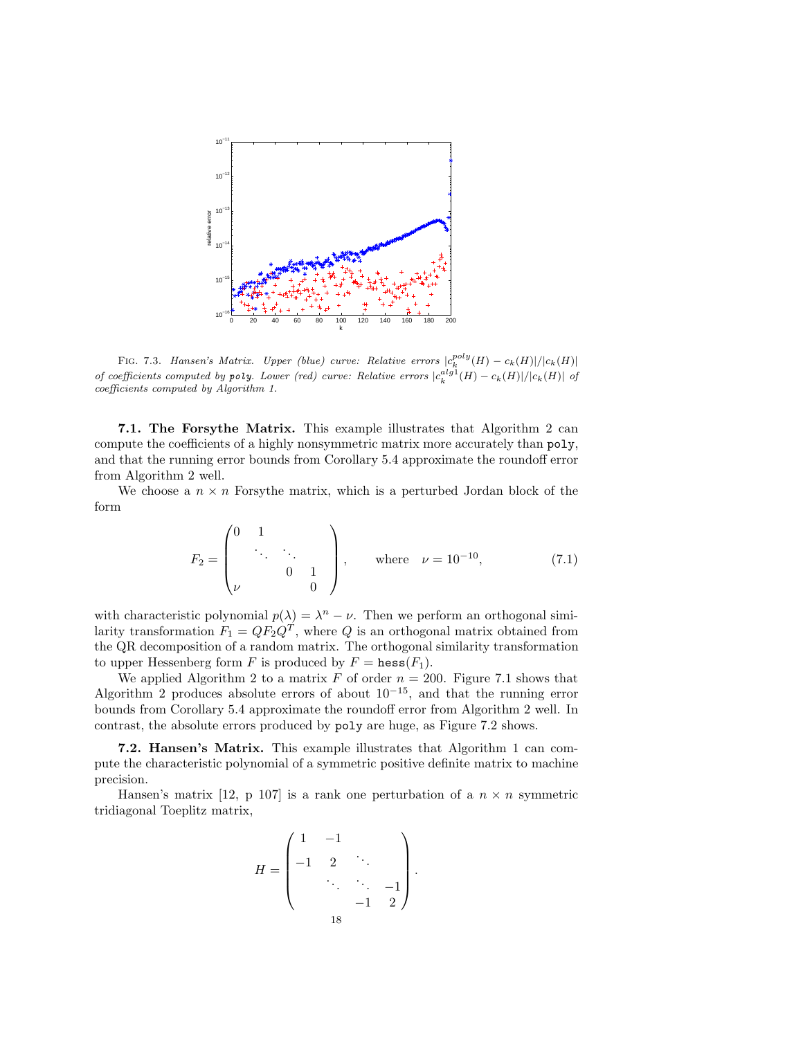FIG. 7.3. *Hansen's Matrix. Upper (blue) curve: Relative errors* $|c_k^{poly}(H) - c_k(H)|/|c_k(H)|$ *of coefficients computed by* `poly`*. Lower (red) curve: Relative errors* $|c_k^{alg1}(H) - c_k(H)|/|c_k(H)|$ *of coefficients computed by Algorithm 1.*

**7.1. The Forsythe Matrix.** This example illustrates that Algorithm 2 can compute the coefficients of a highly nonsymmetric matrix more accurately than `poly`, and that the running error bounds from Corollary 5.4 approximate the roundoff error from Algorithm 2 well.

We choose a $n \times n$ Forsythe matrix, which is a perturbed Jordan block of the form

$$F_2 = \begin{pmatrix} 0 & 1 & & \\ & \ddots & \ddots & \\ & & 0 & 1 \\ \nu & & & 0 \end{pmatrix}, \qquad \text{where} \quad \nu = 10^{-10}, \tag{7.1}$$

with characteristic polynomial $p(\lambda) = \lambda^n - \nu$. Then we perform an orthogonal similarity transformation $F_1 = QF_2Q^T$, where $Q$ is an orthogonal matrix obtained from the QR decomposition of a random matrix. The orthogonal similarity transformation to upper Hessenberg form $F$ is produced by $F = \mathtt{hess}(F_1)$.

We applied Algorithm 2 to a matrix $F$ of order $n = 200$. Figure 7.1 shows that Algorithm 2 produces absolute errors of about $10^{-15}$, and that the running error bounds from Corollary 5.4 approximate the roundoff error from Algorithm 2 well. In contrast, the absolute errors produced by `poly` are huge, as Figure 7.2 shows.

**7.2. Hansen's Matrix.** This example illustrates that Algorithm 1 can compute the characteristic polynomial of a symmetric positive definite matrix to machine precision.

Hansen's matrix [12, p 107] is a rank one perturbation of a $n \times n$ symmetric tridiagonal Toeplitz matrix,

$$H = \begin{pmatrix} 1 & -1 & & \\ -1 & 2 & \ddots & \\ & \ddots & \ddots & -1 \\ & & -1 & 2 \end{pmatrix}.$$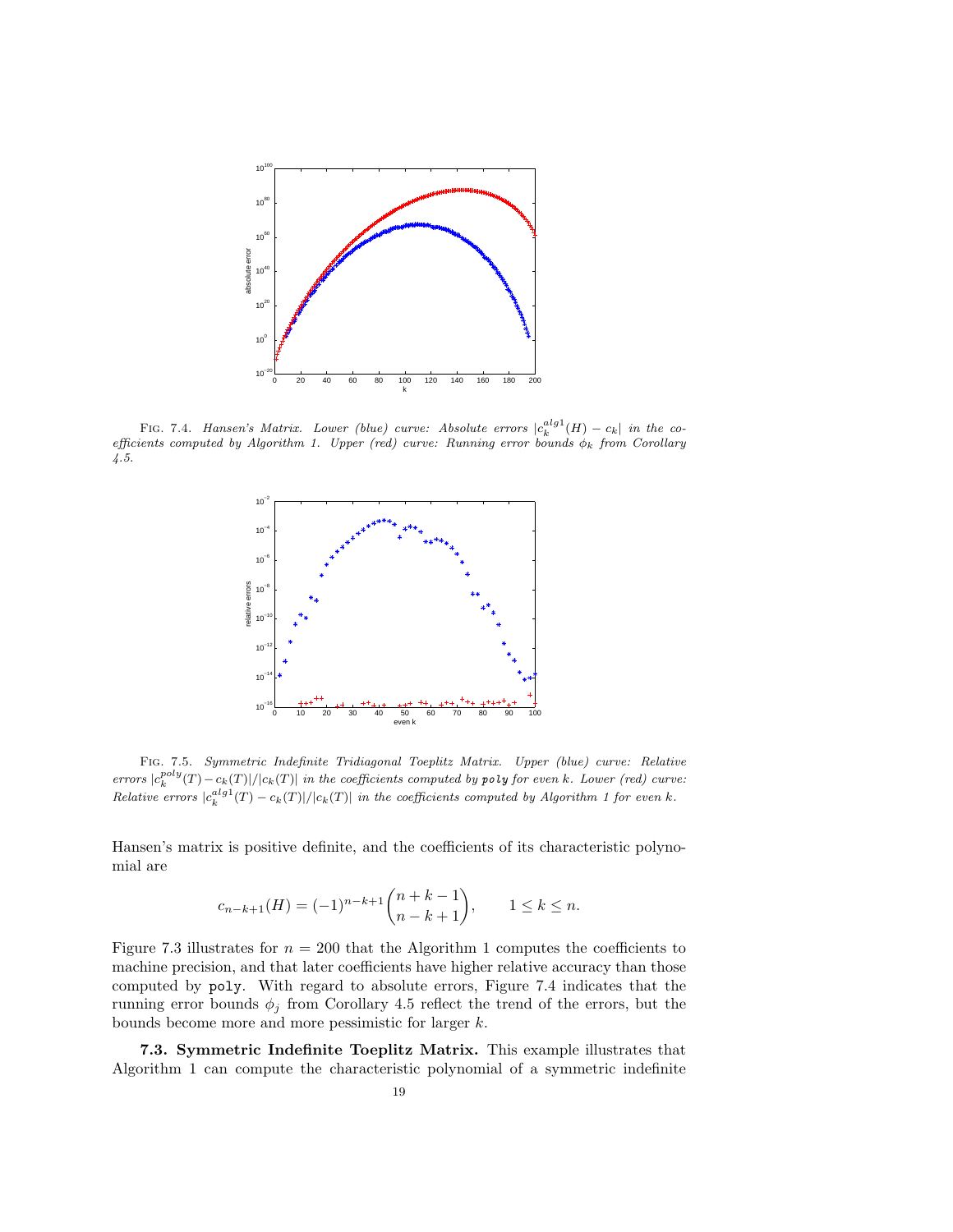FIG. 7.4. *Hansen's Matrix. Lower (blue) curve: Absolute errors $|c_k^{alg1}(H) - c_k|$ in the coefficients computed by Algorithm 1. Upper (red) curve: Running error bounds $\phi_k$ from Corollary 4.5.*

FIG. 7.5. *Symmetric Indefinite Tridiagonal Toeplitz Matrix. Upper (blue) curve: Relative errors $|c_k^{poly}(T) - c_k(T)|/|c_k(T)|$ in the coefficients computed by* `poly` *for even $k$. Lower (red) curve: Relative errors $|c_k^{alg1}(T) - c_k(T)|/|c_k(T)|$ in the coefficients computed by Algorithm 1 for even $k$.*

Hansen's matrix is positive definite, and the coefficients of its characteristic polynomial are

$$c_{n-k+1}(H) = (-1)^{n-k+1}\binom{n+k-1}{n-k+1}, \qquad 1 \leq k \leq n.$$

Figure 7.3 illustrates for $n = 200$ that the Algorithm 1 computes the coefficients to machine precision, and that later coefficients have higher relative accuracy than those computed by `poly`. With regard to absolute errors, Figure 7.4 indicates that the running error bounds $\phi_j$ from Corollary 4.5 reflect the trend of the errors, but the bounds become more and more pessimistic for larger $k$.

**7.3. Symmetric Indefinite Toeplitz Matrix.** This example illustrates that Algorithm 1 can compute the characteristic polynomial of a symmetric indefinite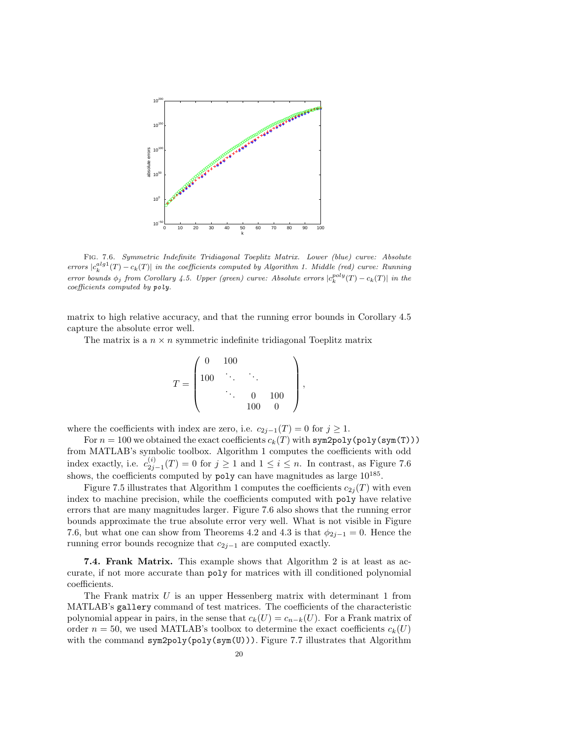Fig. 7.6. *Symmetric Indefinite Tridiagonal Toeplitz Matrix. Lower (blue) curve: Absolute errors $|c_k^{alg1}(T) - c_k(T)|$ in the coefficients computed by Algorithm 1. Middle (red) curve: Running error bounds $\phi_j$ from Corollary 4.5. Upper (green) curve: Absolute errors $|c_k^{poly}(T) - c_k(T)|$ in the coefficients computed by* `poly`.

matrix to high relative accuracy, and that the running error bounds in Corollary 4.5 capture the absolute error well.

The matrix is a $n \times n$ symmetric indefinite tridiagonal Toeplitz matrix

$$T = \begin{pmatrix} 0 & 100 & & \\ 100 & \ddots & \ddots & \\ & \ddots & 0 & 100 \\ & & 100 & 0 \end{pmatrix},$$

where the coefficients with index are zero, i.e. $c_{2j-1}(T) = 0$ for $j \geq 1$.

For $n = 100$ we obtained the exact coefficients $c_k(T)$ with `sym2poly(poly(sym(T)))` from MATLAB's symbolic toolbox. Algorithm 1 computes the coefficients with odd index exactly, i.e. $c_{2j-1}^{(i)}(T) = 0$ for $j \geq 1$ and $1 \leq i \leq n$. In contrast, as Figure 7.6 shows, the coefficients computed by `poly` can have magnitudes as large $10^{185}$.

Figure 7.5 illustrates that Algorithm 1 computes the coefficients $c_{2j}(T)$ with even index to machine precision, while the coefficients computed with `poly` have relative errors that are many magnitudes larger. Figure 7.6 also shows that the running error bounds approximate the true absolute error very well. What is not visible in Figure 7.6, but what one can show from Theorems 4.2 and 4.3 is that $\phi_{2j-1} = 0$. Hence the running error bounds recognize that $c_{2j-1}$ are computed exactly.

**7.4. Frank Matrix.** This example shows that Algorithm 2 is at least as accurate, if not more accurate than `poly` for matrices with ill conditioned polynomial coefficients.

The Frank matrix $U$ is an upper Hessenberg matrix with determinant 1 from MATLAB's `gallery` command of test matrices. The coefficients of the characteristic polynomial appear in pairs, in the sense that $c_k(U) = c_{n-k}(U)$. For a Frank matrix of order $n = 50$, we used MATLAB's toolbox to determine the exact coefficients $c_k(U)$ with the command `sym2poly(poly(sym(U)))`. Figure 7.7 illustrates that Algorithm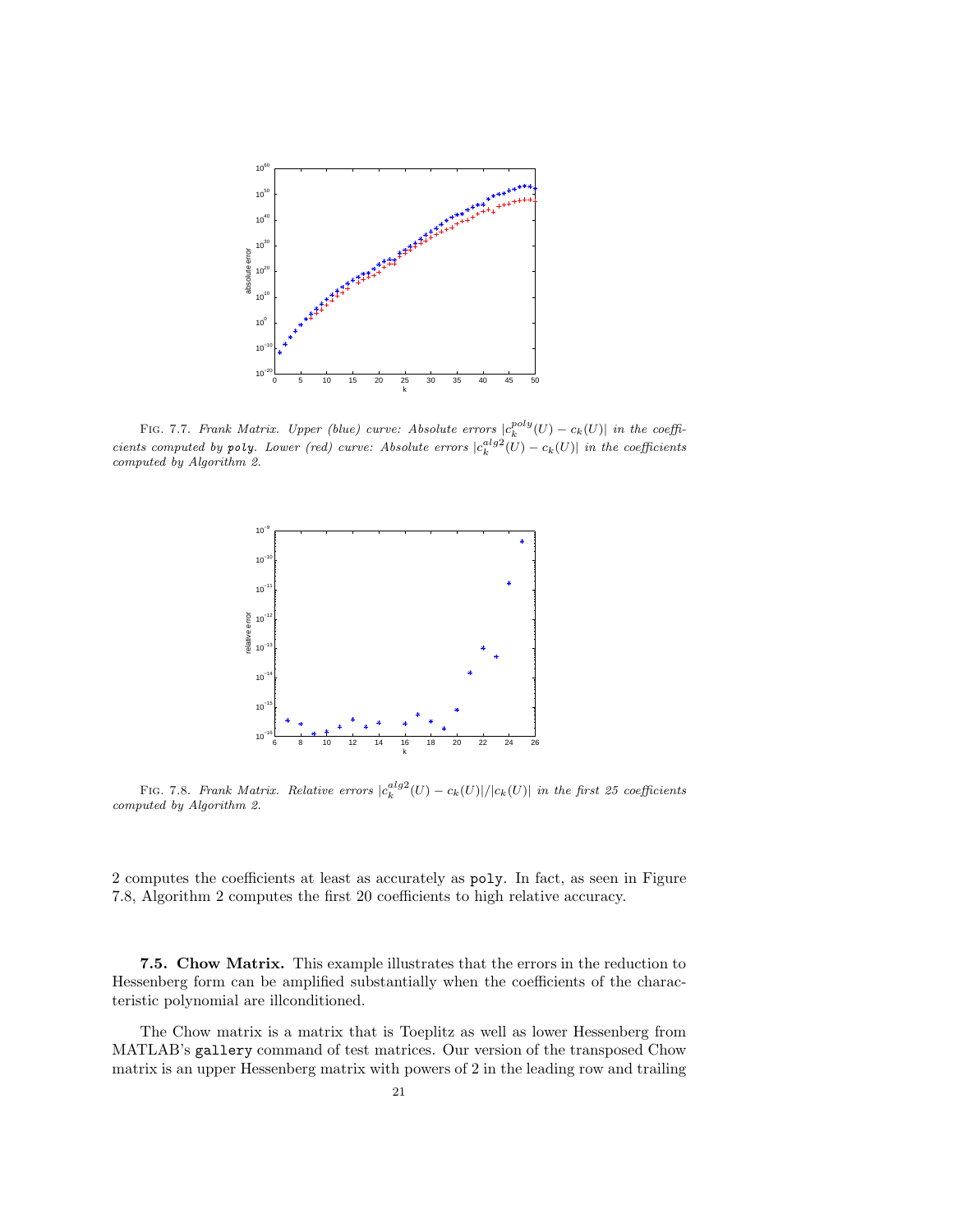FIG. 7.7. *Frank Matrix. Upper (blue) curve: Absolute errors* $|c_k^{poly}(U) - c_k(U)|$ *in the coefficients computed by* `poly`*. Lower (red) curve: Absolute errors* $|c_k^{alg2}(U) - c_k(U)|$ *in the coefficients computed by Algorithm 2.*

FIG. 7.8. *Frank Matrix. Relative errors* $|c_k^{alg2}(U) - c_k(U)|/|c_k(U)|$ *in the first 25 coefficients computed by Algorithm 2.*

2 computes the coefficients at least as accurately as `poly`. In fact, as seen in Figure 7.8, Algorithm 2 computes the first 20 coefficients to high relative accuracy.

**7.5. Chow Matrix.** This example illustrates that the errors in the reduction to Hessenberg form can be amplified substantially when the coefficients of the characteristic polynomial are illconditioned.

The Chow matrix is a matrix that is Toeplitz as well as lower Hessenberg from MATLAB's `gallery` command of test matrices. Our version of the transposed Chow matrix is an upper Hessenberg matrix with powers of 2 in the leading row and trailing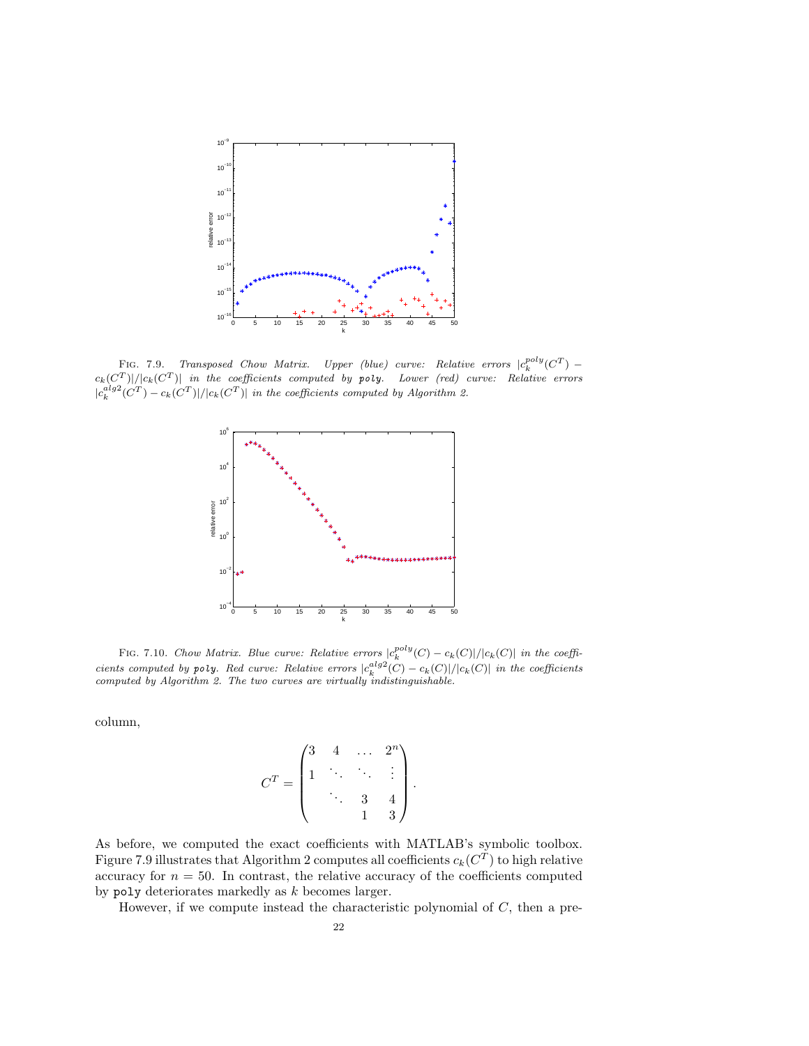FIG. 7.9. *Transposed Chow Matrix. Upper (blue) curve: Relative errors* $|c_k^{poly}(C^T) - c_k(C^T)|/|c_k(C^T)|$ *in the coefficients computed by* `poly`. *Lower (red) curve: Relative errors* $|c_k^{alg2}(C^T) - c_k(C^T)|/|c_k(C^T)|$ *in the coefficients computed by Algorithm 2.*

FIG. 7.10. *Chow Matrix. Blue curve: Relative errors* $|c_k^{poly}(C) - c_k(C)|/|c_k(C)|$ *in the coefficients computed by* `poly`. *Red curve: Relative errors* $|c_k^{alg2}(C) - c_k(C)|/|c_k(C)|$ *in the coefficients computed by Algorithm 2. The two curves are virtually indistinguishable.*

column,

$$C^T = \begin{pmatrix} 3 & 4 & \dots & 2^n \\ 1 & \ddots & \ddots & \vdots \\ & \ddots & 3 & 4 \\ & & 1 & 3 \end{pmatrix}.$$

As before, we computed the exact coefficients with MATLAB's symbolic toolbox. Figure 7.9 illustrates that Algorithm 2 computes all coefficients $c_k(C^T)$ to high relative accuracy for $n = 50$. In contrast, the relative accuracy of the coefficients computed by `poly` deteriorates markedly as $k$ becomes larger.

However, if we compute instead the characteristic polynomial of $C$, then a pre-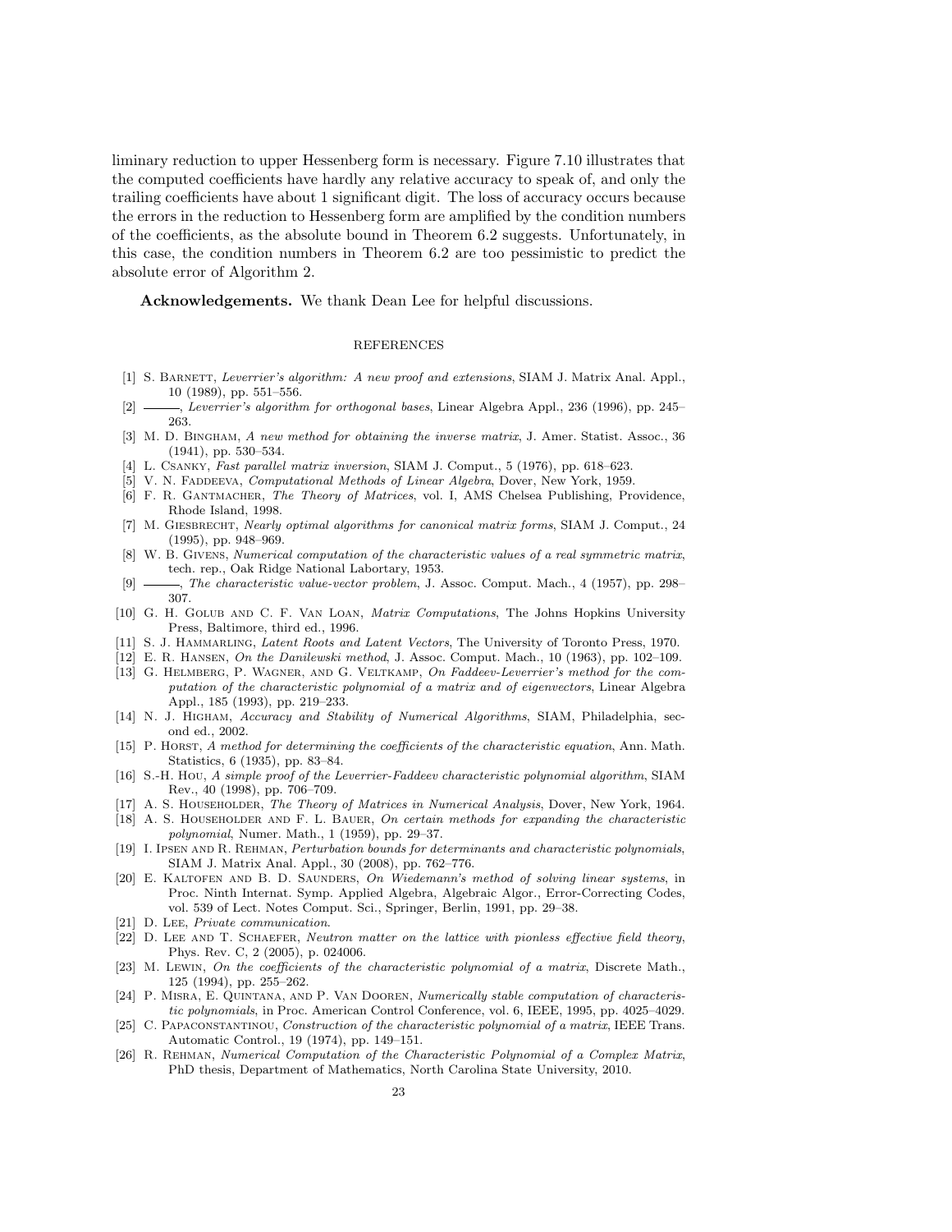liminary reduction to upper Hessenberg form is necessary. Figure 7.10 illustrates that the computed coefficients have hardly any relative accuracy to speak of, and only the trailing coefficients have about 1 significant digit. The loss of accuracy occurs because the errors in the reduction to Hessenberg form are amplified by the condition numbers of the coefficients, as the absolute bound in Theorem 6.2 suggests. Unfortunately, in this case, the condition numbers in Theorem 6.2 are too pessimistic to predict the absolute error of Algorithm 2.

**Acknowledgements.** We thank Dean Lee for helpful discussions.

## REFERENCES

[1] S. Barnett, *Leverrier's algorithm: A new proof and extensions*, SIAM J. Matrix Anal. Appl., 10 (1989), pp. 551–556.

[2] ———, *Leverrier's algorithm for orthogonal bases*, Linear Algebra Appl., 236 (1996), pp. 245–263.

[3] M. D. Bingham, *A new method for obtaining the inverse matrix*, J. Amer. Statist. Assoc., 36 (1941), pp. 530–534.

[4] L. Csanky, *Fast parallel matrix inversion*, SIAM J. Comput., 5 (1976), pp. 618–623.

[5] V. N. Faddeeva, *Computational Methods of Linear Algebra*, Dover, New York, 1959.

[6] F. R. Gantmacher, *The Theory of Matrices*, vol. I, AMS Chelsea Publishing, Providence, Rhode Island, 1998.

[7] M. Giesbrecht, *Nearly optimal algorithms for canonical matrix forms*, SIAM J. Comput., 24 (1995), pp. 948–969.

[8] W. B. Givens, *Numerical computation of the characteristic values of a real symmetric matrix*, tech. rep., Oak Ridge National Labortary, 1953.

[9] ———, *The characteristic value-vector problem*, J. Assoc. Comput. Mach., 4 (1957), pp. 298–307.

[10] G. H. Golub and C. F. Van Loan, *Matrix Computations*, The Johns Hopkins University Press, Baltimore, third ed., 1996.

[11] S. J. Hammarling, *Latent Roots and Latent Vectors*, The University of Toronto Press, 1970.

[12] E. R. Hansen, *On the Danilewski method*, J. Assoc. Comput. Mach., 10 (1963), pp. 102–109.

[13] G. Helmberg, P. Wagner, and G. Veltkamp, *On Faddeev-Leverrier's method for the computation of the characteristic polynomial of a matrix and of eigenvectors*, Linear Algebra Appl., 185 (1993), pp. 219–233.

[14] N. J. Higham, *Accuracy and Stability of Numerical Algorithms*, SIAM, Philadelphia, second ed., 2002.

[15] P. Horst, *A method for determining the coefficients of the characteristic equation*, Ann. Math. Statistics, 6 (1935), pp. 83–84.

[16] S.-H. Hou, *A simple proof of the Leverrier-Faddeev characteristic polynomial algorithm*, SIAM Rev., 40 (1998), pp. 706–709.

[17] A. S. Householder, *The Theory of Matrices in Numerical Analysis*, Dover, New York, 1964.

[18] A. S. Householder and F. L. Bauer, *On certain methods for expanding the characteristic polynomial*, Numer. Math., 1 (1959), pp. 29–37.

[19] I. Ipsen and R. Rehman, *Perturbation bounds for determinants and characteristic polynomials*, SIAM J. Matrix Anal. Appl., 30 (2008), pp. 762–776.

[20] E. Kaltofen and B. D. Saunders, *On Wiedemann's method of solving linear systems*, in Proc. Ninth Internat. Symp. Applied Algebra, Algebraic Algor., Error-Correcting Codes, vol. 539 of Lect. Notes Comput. Sci., Springer, Berlin, 1991, pp. 29–38.

[21] D. Lee, *Private communication*.

[22] D. Lee and T. Schaefer, *Neutron matter on the lattice with pionless effective field theory*, Phys. Rev. C, 2 (2005), p. 024006.

[23] M. Lewin, *On the coefficients of the characteristic polynomial of a matrix*, Discrete Math., 125 (1994), pp. 255–262.

[24] P. Misra, E. Quintana, and P. Van Dooren, *Numerically stable computation of characteristic polynomials*, in Proc. American Control Conference, vol. 6, IEEE, 1995, pp. 4025–4029.

[25] C. Papaconstantinou, *Construction of the characteristic polynomial of a matrix*, IEEE Trans. Automatic Control., 19 (1974), pp. 149–151.

[26] R. Rehman, *Numerical Computation of the Characteristic Polynomial of a Complex Matrix*, PhD thesis, Department of Mathematics, North Carolina State University, 2010.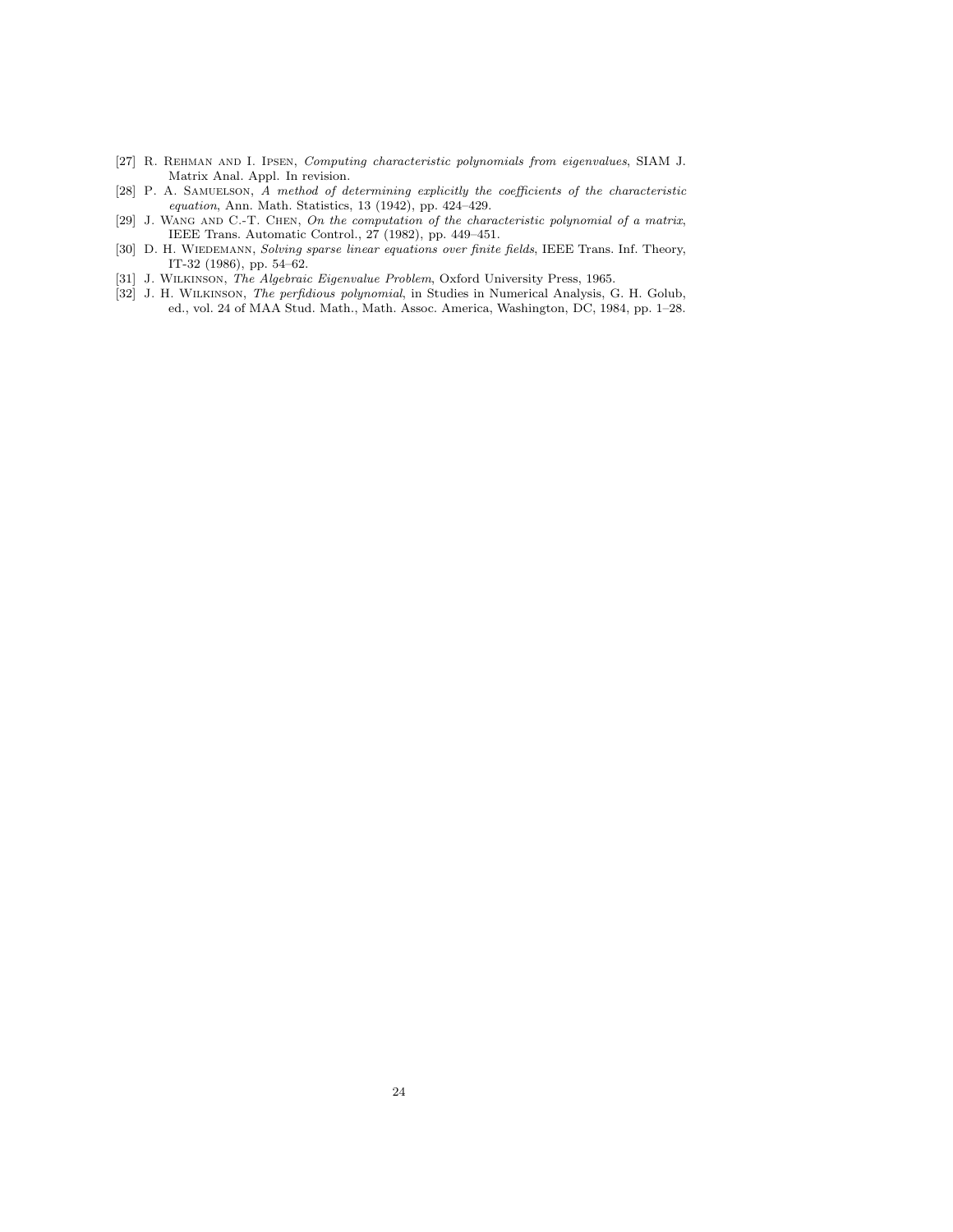[27] R. Rehman and I. Ipsen, *Computing characteristic polynomials from eigenvalues*, SIAM J. Matrix Anal. Appl. In revision.

[28] P. A. Samuelson, *A method of determining explicitly the coefficients of the characteristic equation*, Ann. Math. Statistics, 13 (1942), pp. 424–429.

[29] J. Wang and C.-T. Chen, *On the computation of the characteristic polynomial of a matrix*, IEEE Trans. Automatic Control., 27 (1982), pp. 449–451.

[30] D. H. Wiedemann, *Solving sparse linear equations over finite fields*, IEEE Trans. Inf. Theory, IT-32 (1986), pp. 54–62.

[31] J. Wilkinson, *The Algebraic Eigenvalue Problem*, Oxford University Press, 1965.

[32] J. H. Wilkinson, *The perfidious polynomial*, in Studies in Numerical Analysis, G. H. Golub, ed., vol. 24 of MAA Stud. Math., Math. Assoc. America, Washington, DC, 1984, pp. 1–28.